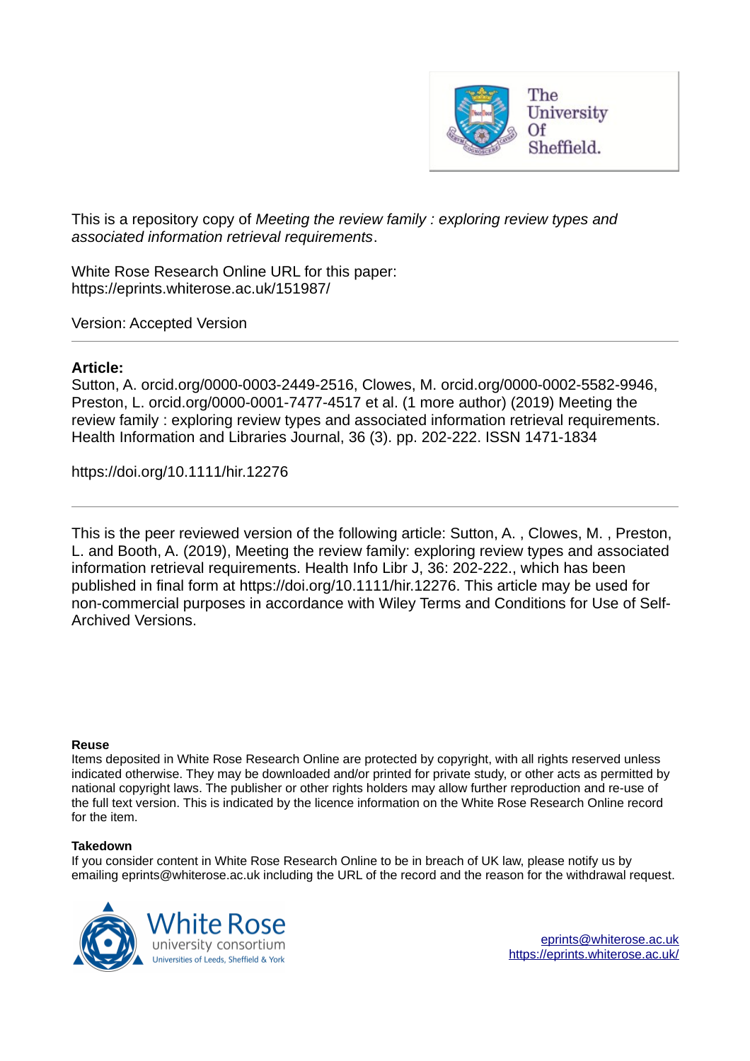This is a repository copy of *Meeting the review family : exploring review types and associated information retrieval requirements*.

White Rose Research Online URL for this paper:
https://eprints.whiterose.ac.uk/151987/

Version: Accepted Version

---

**Article:**

Sutton, A. orcid.org/0000-0003-2449-2516, Clowes, M. orcid.org/0000-0002-5582-9946, Preston, L. orcid.org/0000-0001-7477-4517 et al. (1 more author) (2019) Meeting the review family : exploring review types and associated information retrieval requirements. Health Information and Libraries Journal, 36 (3). pp. 202-222. ISSN 1471-1834

https://doi.org/10.1111/hir.12276

---

This is the peer reviewed version of the following article: Sutton, A. , Clowes, M. , Preston, L. and Booth, A. (2019), Meeting the review family: exploring review types and associated information retrieval requirements. Health Info Libr J, 36: 202-222., which has been published in final form at https://doi.org/10.1111/hir.12276. This article may be used for non-commercial purposes in accordance with Wiley Terms and Conditions for Use of Self-Archived Versions.

**Reuse**

Items deposited in White Rose Research Online are protected by copyright, with all rights reserved unless indicated otherwise. They may be downloaded and/or printed for private study, or other acts as permitted by national copyright laws. The publisher or other rights holders may allow further reproduction and re-use of the full text version. This is indicated by the licence information on the White Rose Research Online record for the item.

**Takedown**

If you consider content in White Rose Research Online to be in breach of UK law, please notify us by emailing eprints@whiterose.ac.uk including the URL of the record and the reason for the withdrawal request.

eprints@whiterose.ac.uk
https://eprints.whiterose.ac.uk/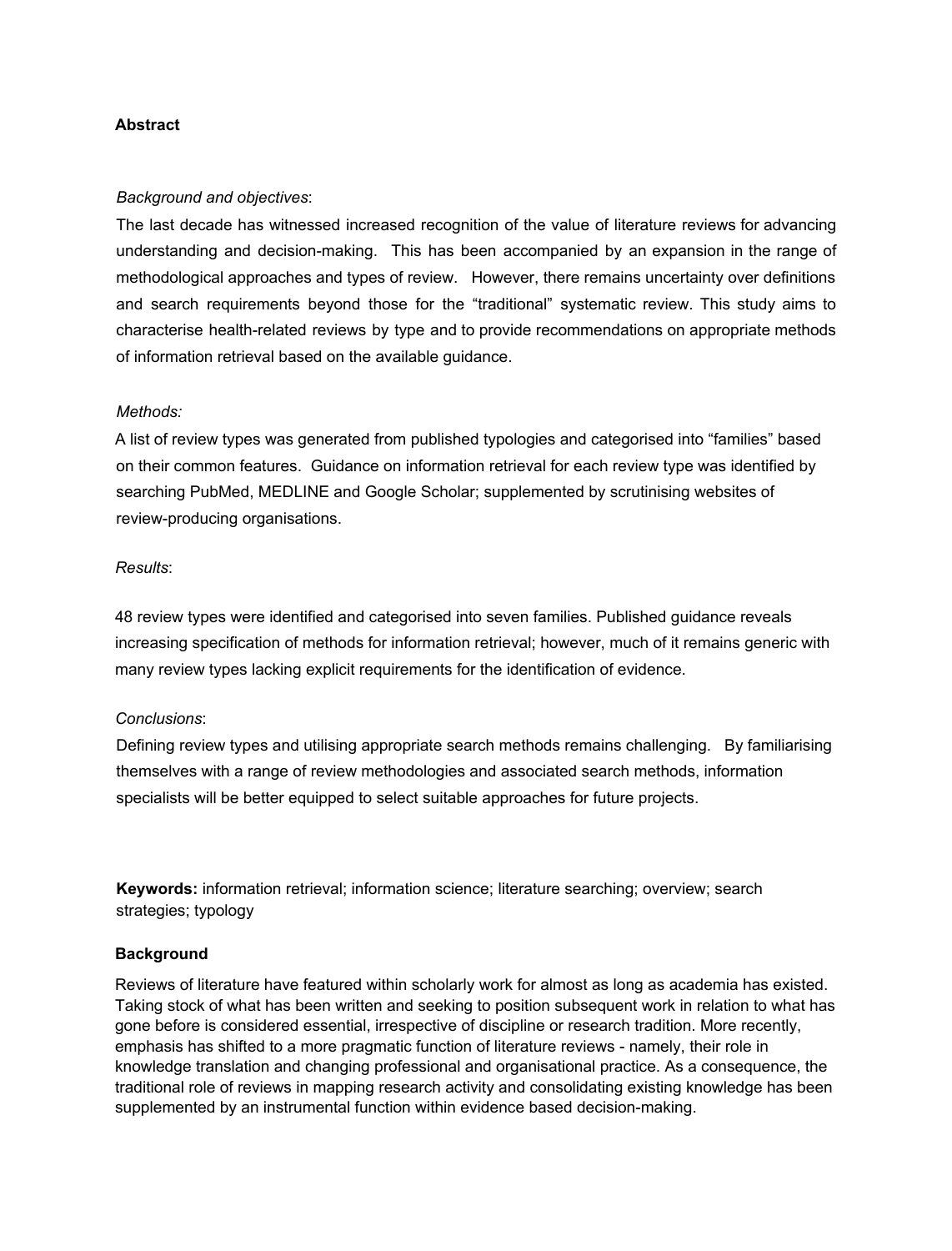## Abstract

*Background and objectives*:

The last decade has witnessed increased recognition of the value of literature reviews for advancing understanding and decision-making. This has been accompanied by an expansion in the range of methodological approaches and types of review. However, there remains uncertainty over definitions and search requirements beyond those for the "traditional" systematic review. This study aims to characterise health-related reviews by type and to provide recommendations on appropriate methods of information retrieval based on the available guidance.

*Methods:*

A list of review types was generated from published typologies and categorised into "families" based on their common features. Guidance on information retrieval for each review type was identified by searching PubMed, MEDLINE and Google Scholar; supplemented by scrutinising websites of review-producing organisations.

*Results*:

48 review types were identified and categorised into seven families. Published guidance reveals increasing specification of methods for information retrieval; however, much of it remains generic with many review types lacking explicit requirements for the identification of evidence.

*Conclusions*:

Defining review types and utilising appropriate search methods remains challenging. By familiarising themselves with a range of review methodologies and associated search methods, information specialists will be better equipped to select suitable approaches for future projects.

**Keywords:** information retrieval; information science; literature searching; overview; search strategies; typology

## Background

Reviews of literature have featured within scholarly work for almost as long as academia has existed. Taking stock of what has been written and seeking to position subsequent work in relation to what has gone before is considered essential, irrespective of discipline or research tradition. More recently, emphasis has shifted to a more pragmatic function of literature reviews - namely, their role in knowledge translation and changing professional and organisational practice. As a consequence, the traditional role of reviews in mapping research activity and consolidating existing knowledge has been supplemented by an instrumental function within evidence based decision-making.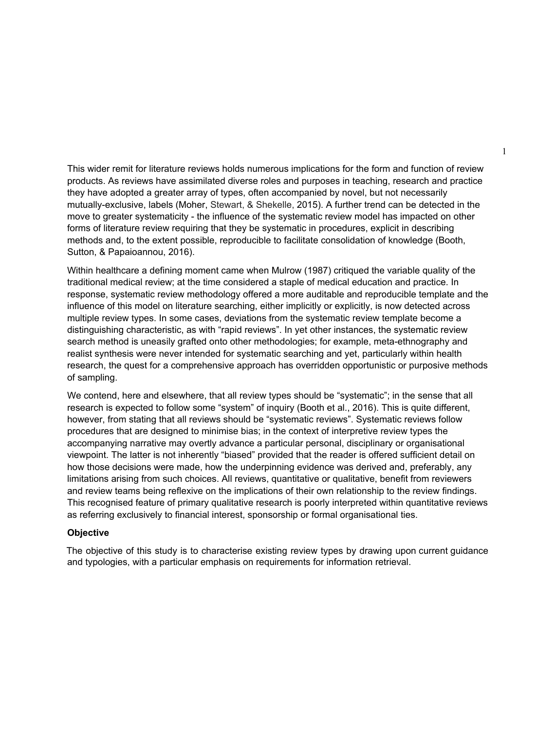This wider remit for literature reviews holds numerous implications for the form and function of review products. As reviews have assimilated diverse roles and purposes in teaching, research and practice they have adopted a greater array of types, often accompanied by novel, but not necessarily mutually-exclusive, labels (Moher, Stewart, & Shekelle, 2015). A further trend can be detected in the move to greater systematicity - the influence of the systematic review model has impacted on other forms of literature review requiring that they be systematic in procedures, explicit in describing methods and, to the extent possible, reproducible to facilitate consolidation of knowledge (Booth, Sutton, & Papaioannou, 2016).

Within healthcare a defining moment came when Mulrow (1987) critiqued the variable quality of the traditional medical review; at the time considered a staple of medical education and practice. In response, systematic review methodology offered a more auditable and reproducible template and the influence of this model on literature searching, either implicitly or explicitly, is now detected across multiple review types. In some cases, deviations from the systematic review template become a distinguishing characteristic, as with "rapid reviews". In yet other instances, the systematic review search method is uneasily grafted onto other methodologies; for example, meta-ethnography and realist synthesis were never intended for systematic searching and yet, particularly within health research, the quest for a comprehensive approach has overridden opportunistic or purposive methods of sampling.

We contend, here and elsewhere, that all review types should be "systematic"; in the sense that all research is expected to follow some "system" of inquiry (Booth et al., 2016). This is quite different, however, from stating that all reviews should be "systematic reviews". Systematic reviews follow procedures that are designed to minimise bias; in the context of interpretive review types the accompanying narrative may overtly advance a particular personal, disciplinary or organisational viewpoint. The latter is not inherently "biased" provided that the reader is offered sufficient detail on how those decisions were made, how the underpinning evidence was derived and, preferably, any limitations arising from such choices. All reviews, quantitative or qualitative, benefit from reviewers and review teams being reflexive on the implications of their own relationship to the review findings. This recognised feature of primary qualitative research is poorly interpreted within quantitative reviews as referring exclusively to financial interest, sponsorship or formal organisational ties.

**Objective**

The objective of this study is to characterise existing review types by drawing upon current guidance and typologies, with a particular emphasis on requirements for information retrieval.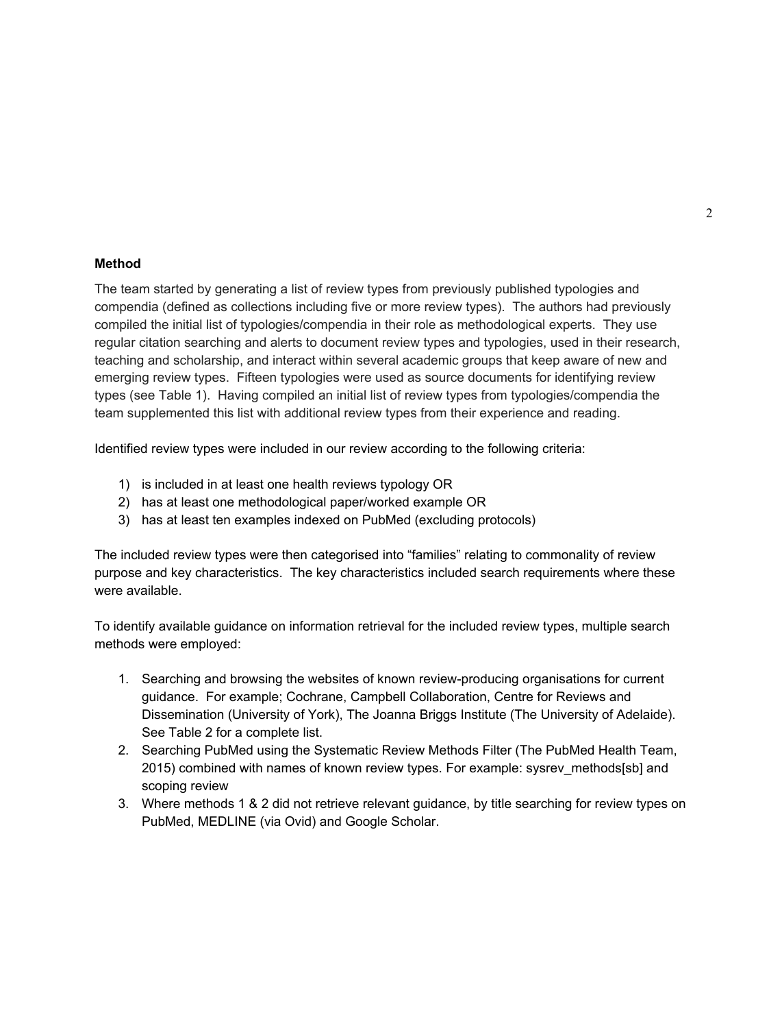**Method**

The team started by generating a list of review types from previously published typologies and compendia (defined as collections including five or more review types). The authors had previously compiled the initial list of typologies/compendia in their role as methodological experts. They use regular citation searching and alerts to document review types and typologies, used in their research, teaching and scholarship, and interact within several academic groups that keep aware of new and emerging review types. Fifteen typologies were used as source documents for identifying review types (see Table 1). Having compiled an initial list of review types from typologies/compendia the team supplemented this list with additional review types from their experience and reading.

Identified review types were included in our review according to the following criteria:

1) is included in at least one health reviews typology OR
2) has at least one methodological paper/worked example OR
3) has at least ten examples indexed on PubMed (excluding protocols)

The included review types were then categorised into "families" relating to commonality of review purpose and key characteristics. The key characteristics included search requirements where these were available.

To identify available guidance on information retrieval for the included review types, multiple search methods were employed:

1. Searching and browsing the websites of known review-producing organisations for current guidance. For example; Cochrane, Campbell Collaboration, Centre for Reviews and Dissemination (University of York), The Joanna Briggs Institute (The University of Adelaide). See Table 2 for a complete list.
2. Searching PubMed using the Systematic Review Methods Filter (The PubMed Health Team, 2015) combined with names of known review types. For example: sysrev_methods[sb] and scoping review
3. Where methods 1 & 2 did not retrieve relevant guidance, by title searching for review types on PubMed, MEDLINE (via Ovid) and Google Scholar.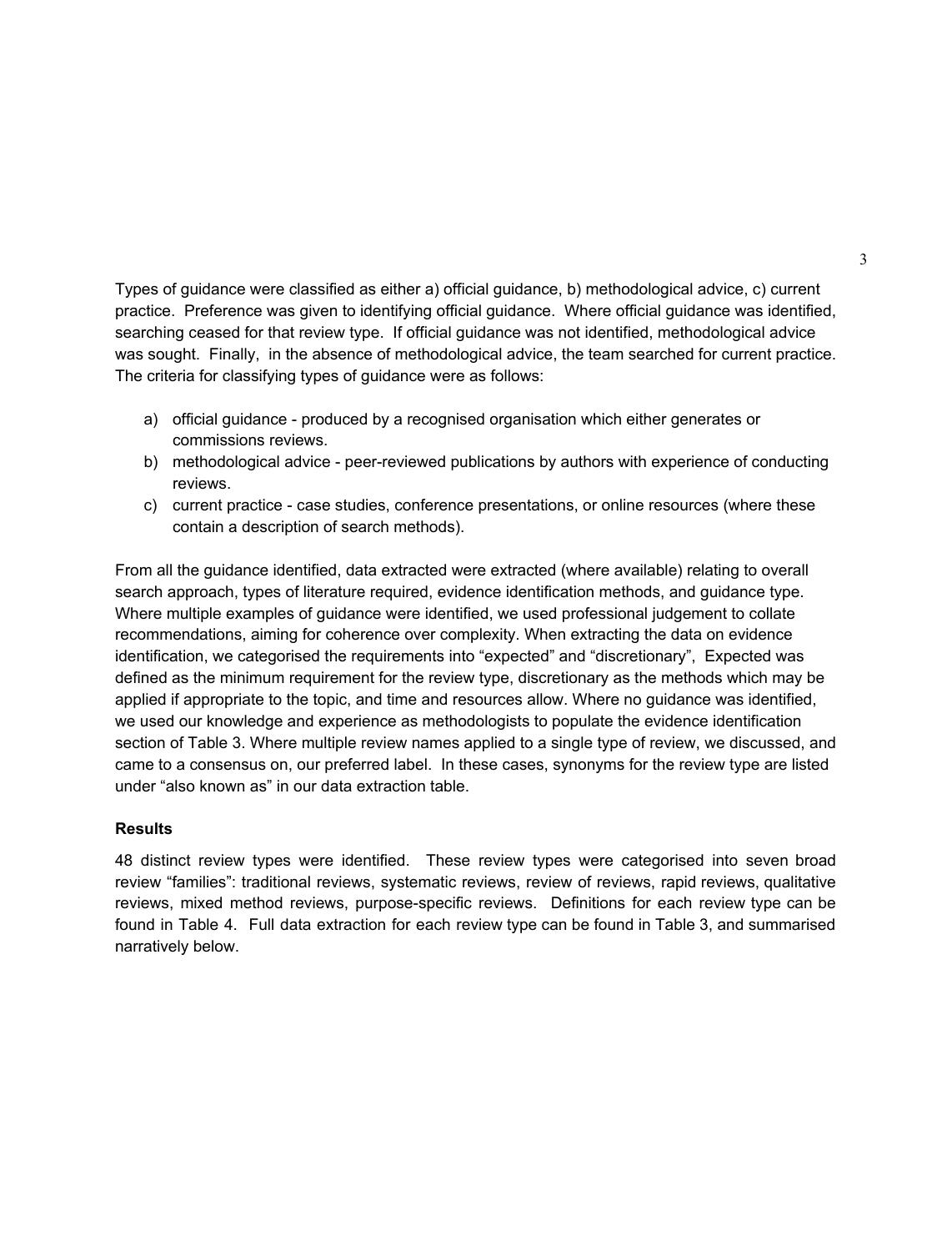Types of guidance were classified as either a) official guidance, b) methodological advice, c) current practice. Preference was given to identifying official guidance. Where official guidance was identified, searching ceased for that review type. If official guidance was not identified, methodological advice was sought. Finally, in the absence of methodological advice, the team searched for current practice. The criteria for classifying types of guidance were as follows:

a) official guidance - produced by a recognised organisation which either generates or commissions reviews.
b) methodological advice - peer-reviewed publications by authors with experience of conducting reviews.
c) current practice - case studies, conference presentations, or online resources (where these contain a description of search methods).

From all the guidance identified, data extracted were extracted (where available) relating to overall search approach, types of literature required, evidence identification methods, and guidance type. Where multiple examples of guidance were identified, we used professional judgement to collate recommendations, aiming for coherence over complexity. When extracting the data on evidence identification, we categorised the requirements into "expected" and "discretionary", Expected was defined as the minimum requirement for the review type, discretionary as the methods which may be applied if appropriate to the topic, and time and resources allow. Where no guidance was identified, we used our knowledge and experience as methodologists to populate the evidence identification section of Table 3. Where multiple review names applied to a single type of review, we discussed, and came to a consensus on, our preferred label. In these cases, synonyms for the review type are listed under "also known as" in our data extraction table.

**Results**

48 distinct review types were identified. These review types were categorised into seven broad review "families": traditional reviews, systematic reviews, review of reviews, rapid reviews, qualitative reviews, mixed method reviews, purpose-specific reviews. Definitions for each review type can be found in Table 4. Full data extraction for each review type can be found in Table 3, and summarised narratively below.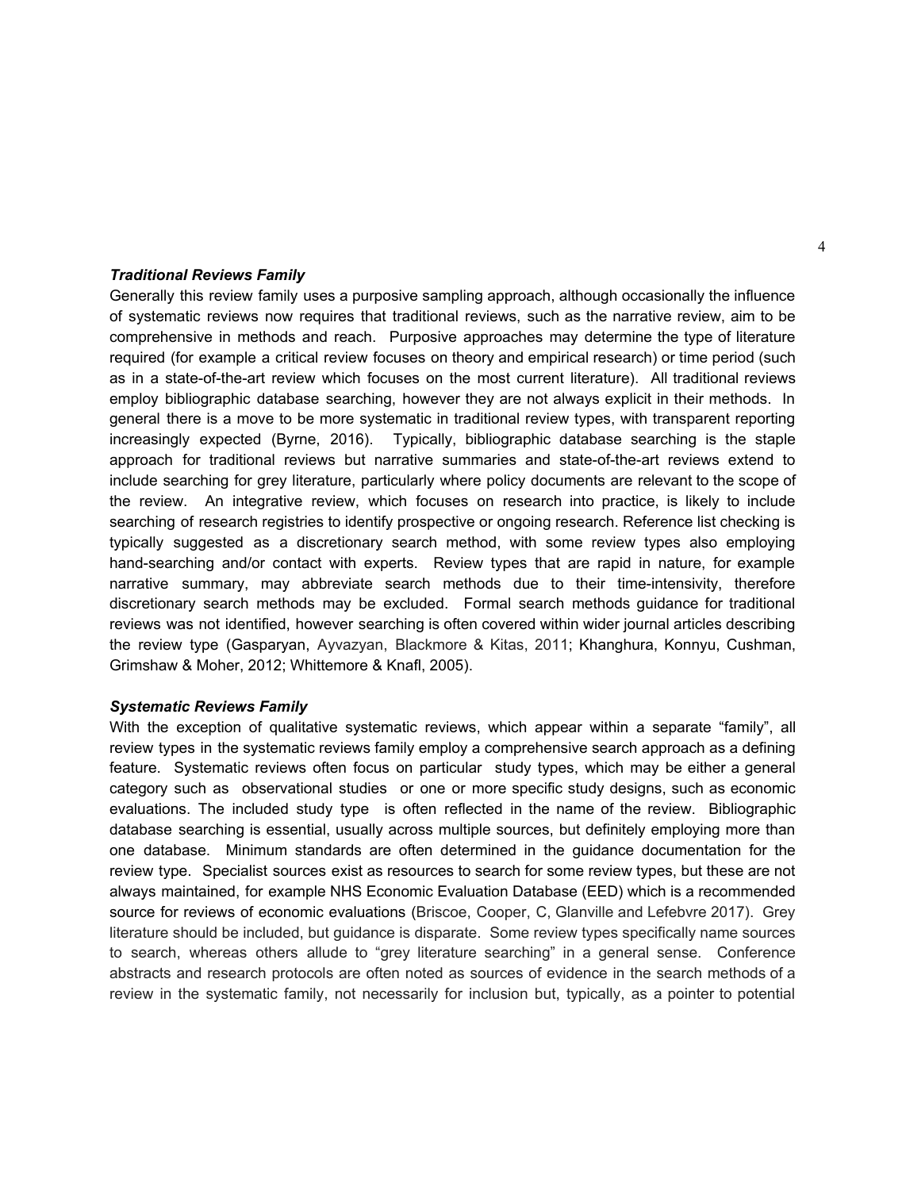### ***Traditional Reviews Family***

Generally this review family uses a purposive sampling approach, although occasionally the influence of systematic reviews now requires that traditional reviews, such as the narrative review, aim to be comprehensive in methods and reach. Purposive approaches may determine the type of literature required (for example a critical review focuses on theory and empirical research) or time period (such as in a state-of-the-art review which focuses on the most current literature). All traditional reviews employ bibliographic database searching, however they are not always explicit in their methods. In general there is a move to be more systematic in traditional review types, with transparent reporting increasingly expected (Byrne, 2016). Typically, bibliographic database searching is the staple approach for traditional reviews but narrative summaries and state-of-the-art reviews extend to include searching for grey literature, particularly where policy documents are relevant to the scope of the review. An integrative review, which focuses on research into practice, is likely to include searching of research registries to identify prospective or ongoing research. Reference list checking is typically suggested as a discretionary search method, with some review types also employing hand-searching and/or contact with experts. Review types that are rapid in nature, for example narrative summary, may abbreviate search methods due to their time-intensivity, therefore discretionary search methods may be excluded. Formal search methods guidance for traditional reviews was not identified, however searching is often covered within wider journal articles describing the review type (Gasparyan, Ayvazyan, Blackmore & Kitas, 2011; Khanghura, Konnyu, Cushman, Grimshaw & Moher, 2012; Whittemore & Knafl, 2005).

### ***Systematic Reviews Family***

With the exception of qualitative systematic reviews, which appear within a separate "family", all review types in the systematic reviews family employ a comprehensive search approach as a defining feature. Systematic reviews often focus on particular study types, which may be either a general category such as observational studies or one or more specific study designs, such as economic evaluations. The included study type is often reflected in the name of the review. Bibliographic database searching is essential, usually across multiple sources, but definitely employing more than one database. Minimum standards are often determined in the guidance documentation for the review type. Specialist sources exist as resources to search for some review types, but these are not always maintained, for example NHS Economic Evaluation Database (EED) which is a recommended source for reviews of economic evaluations (Briscoe, Cooper, C, Glanville and Lefebvre 2017). Grey literature should be included, but guidance is disparate. Some review types specifically name sources to search, whereas others allude to "grey literature searching" in a general sense. Conference abstracts and research protocols are often noted as sources of evidence in the search methods of a review in the systematic family, not necessarily for inclusion but, typically, as a pointer to potential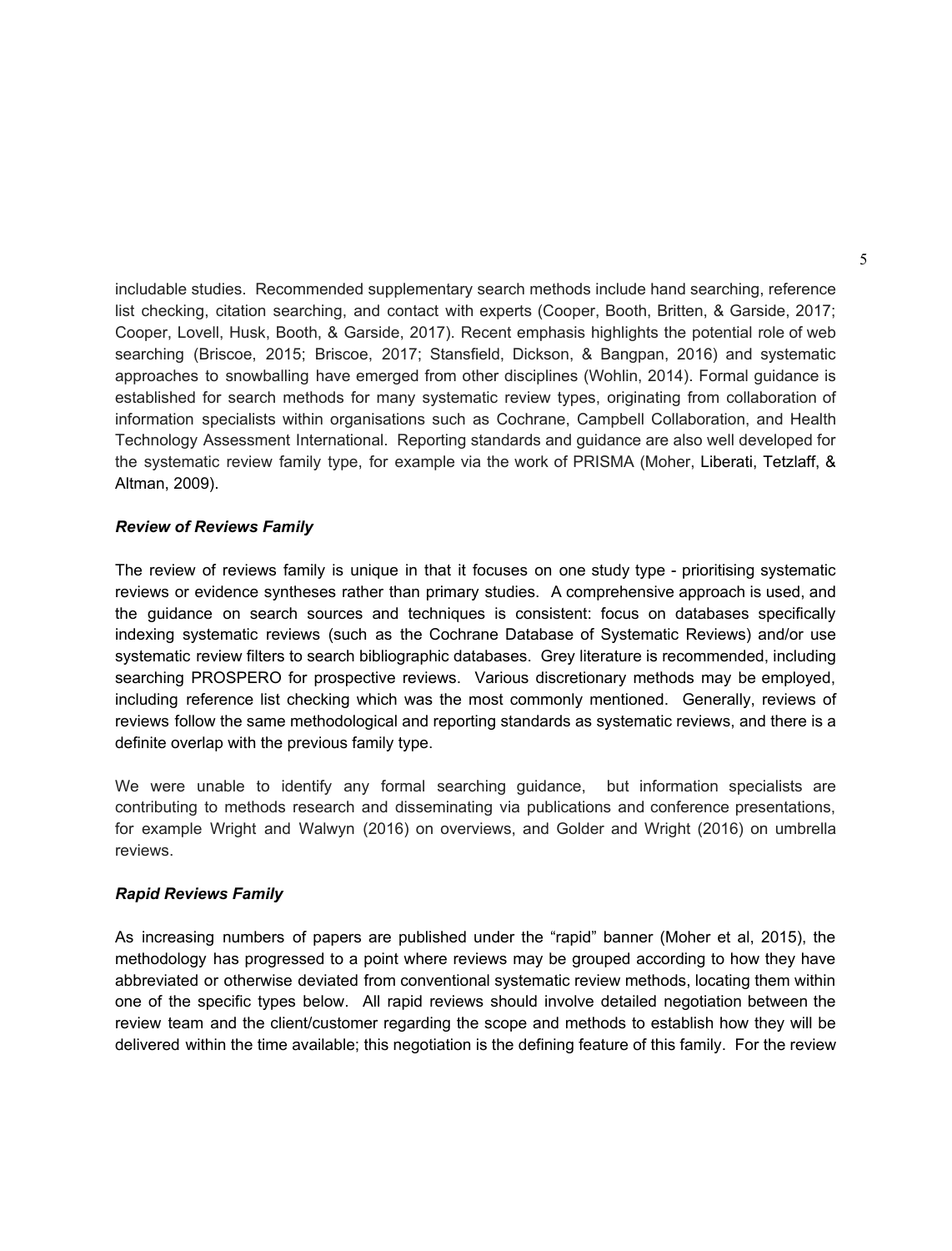includable studies. Recommended supplementary search methods include hand searching, reference list checking, citation searching, and contact with experts (Cooper, Booth, Britten, & Garside, 2017; Cooper, Lovell, Husk, Booth, & Garside, 2017). Recent emphasis highlights the potential role of web searching (Briscoe, 2015; Briscoe, 2017; Stansfield, Dickson, & Bangpan, 2016) and systematic approaches to snowballing have emerged from other disciplines (Wohlin, 2014). Formal guidance is established for search methods for many systematic review types, originating from collaboration of information specialists within organisations such as Cochrane, Campbell Collaboration, and Health Technology Assessment International. Reporting standards and guidance are also well developed for the systematic review family type, for example via the work of PRISMA (Moher, Liberati, Tetzlaff, & Altman, 2009).

### *Review of Reviews Family*

The review of reviews family is unique in that it focuses on one study type - prioritising systematic reviews or evidence syntheses rather than primary studies. A comprehensive approach is used, and the guidance on search sources and techniques is consistent: focus on databases specifically indexing systematic reviews (such as the Cochrane Database of Systematic Reviews) and/or use systematic review filters to search bibliographic databases. Grey literature is recommended, including searching PROSPERO for prospective reviews. Various discretionary methods may be employed, including reference list checking which was the most commonly mentioned. Generally, reviews of reviews follow the same methodological and reporting standards as systematic reviews, and there is a definite overlap with the previous family type.

We were unable to identify any formal searching guidance, but information specialists are contributing to methods research and disseminating via publications and conference presentations, for example Wright and Walwyn (2016) on overviews, and Golder and Wright (2016) on umbrella reviews.

### *Rapid Reviews Family*

As increasing numbers of papers are published under the "rapid" banner (Moher et al, 2015), the methodology has progressed to a point where reviews may be grouped according to how they have abbreviated or otherwise deviated from conventional systematic review methods, locating them within one of the specific types below. All rapid reviews should involve detailed negotiation between the review team and the client/customer regarding the scope and methods to establish how they will be delivered within the time available; this negotiation is the defining feature of this family. For the review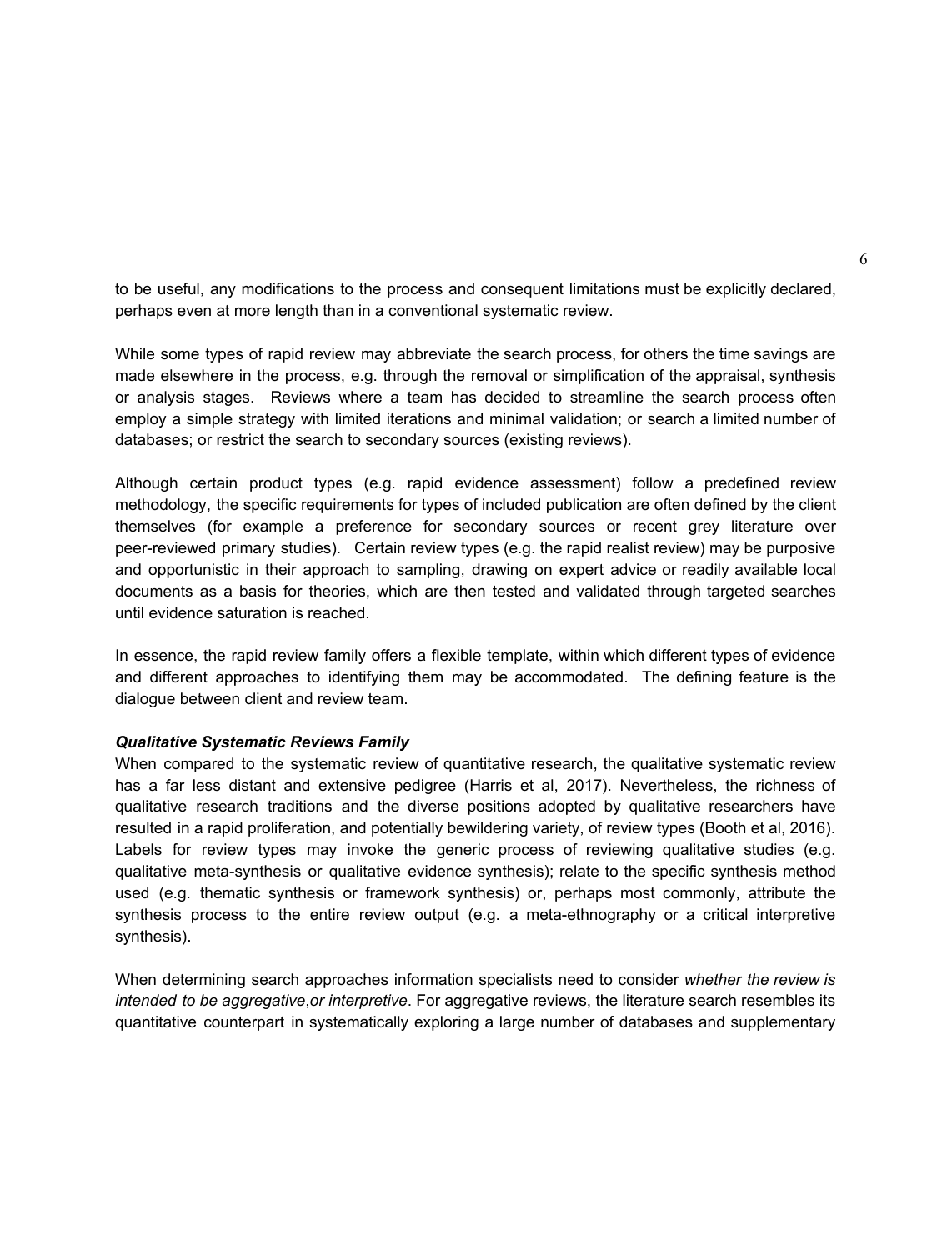to be useful, any modifications to the process and consequent limitations must be explicitly declared, perhaps even at more length than in a conventional systematic review.

While some types of rapid review may abbreviate the search process, for others the time savings are made elsewhere in the process, e.g. through the removal or simplification of the appraisal, synthesis or analysis stages. Reviews where a team has decided to streamline the search process often employ a simple strategy with limited iterations and minimal validation; or search a limited number of databases; or restrict the search to secondary sources (existing reviews).

Although certain product types (e.g. rapid evidence assessment) follow a predefined review methodology, the specific requirements for types of included publication are often defined by the client themselves (for example a preference for secondary sources or recent grey literature over peer-reviewed primary studies). Certain review types (e.g. the rapid realist review) may be purposive and opportunistic in their approach to sampling, drawing on expert advice or readily available local documents as a basis for theories, which are then tested and validated through targeted searches until evidence saturation is reached.

In essence, the rapid review family offers a flexible template, within which different types of evidence and different approaches to identifying them may be accommodated. The defining feature is the dialogue between client and review team.

***Qualitative Systematic Reviews Family***

When compared to the systematic review of quantitative research, the qualitative systematic review has a far less distant and extensive pedigree (Harris et al, 2017). Nevertheless, the richness of qualitative research traditions and the diverse positions adopted by qualitative researchers have resulted in a rapid proliferation, and potentially bewildering variety, of review types (Booth et al, 2016). Labels for review types may invoke the generic process of reviewing qualitative studies (e.g. qualitative meta-synthesis or qualitative evidence synthesis); relate to the specific synthesis method used (e.g. thematic synthesis or framework synthesis) or, perhaps most commonly, attribute the synthesis process to the entire review output (e.g. a meta-ethnography or a critical interpretive synthesis).

When determining search approaches information specialists need to consider *whether the review is intended to be aggregative*,*or interpretive*. For aggregative reviews, the literature search resembles its quantitative counterpart in systematically exploring a large number of databases and supplementary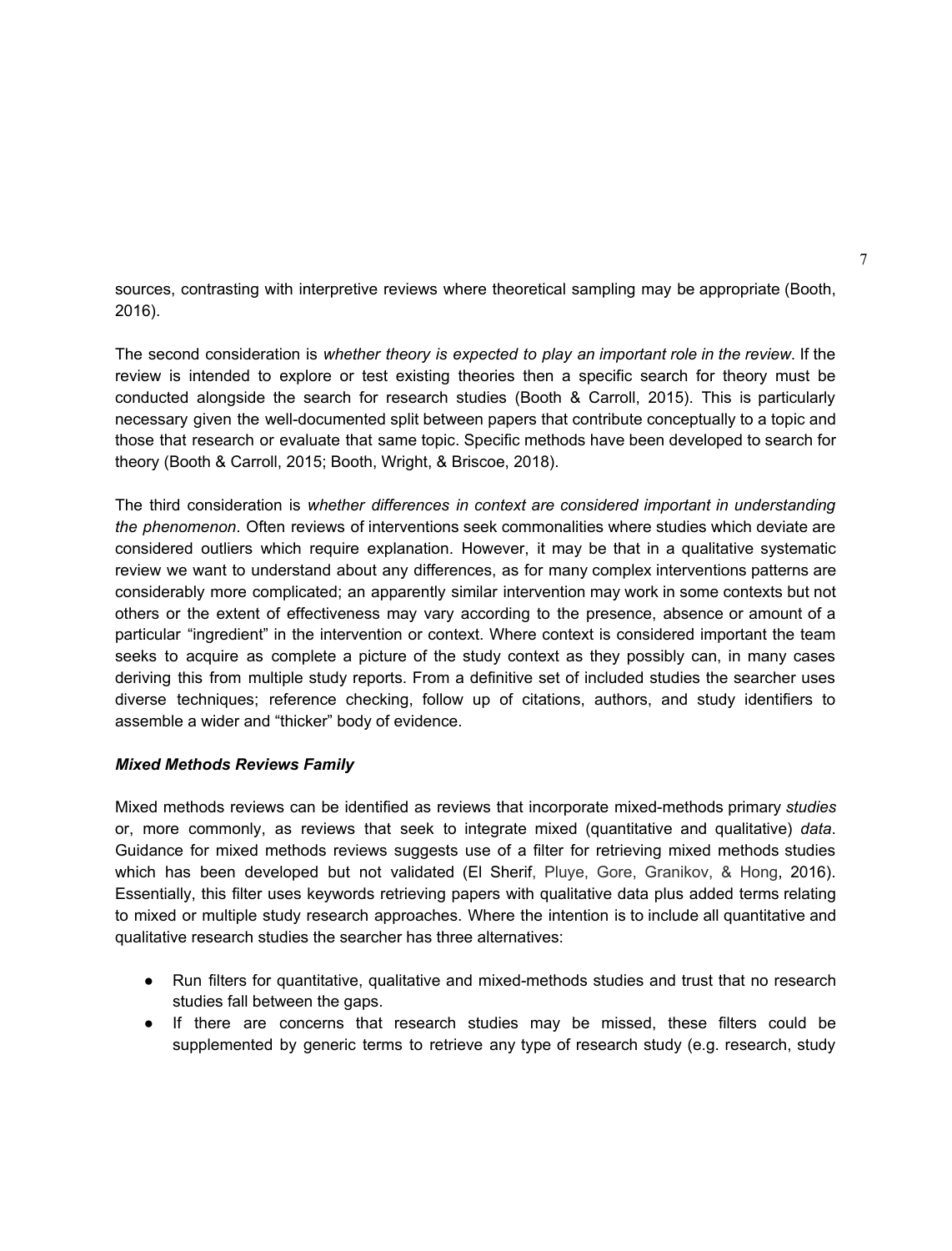sources, contrasting with interpretive reviews where theoretical sampling may be appropriate (Booth, 2016).

The second consideration is *whether theory is expected to play an important role in the review*. If the review is intended to explore or test existing theories then a specific search for theory must be conducted alongside the search for research studies (Booth & Carroll, 2015). This is particularly necessary given the well-documented split between papers that contribute conceptually to a topic and those that research or evaluate that same topic. Specific methods have been developed to search for theory (Booth & Carroll, 2015; Booth, Wright, & Briscoe, 2018).

The third consideration is *whether differences in context are considered important in understanding the phenomenon*. Often reviews of interventions seek commonalities where studies which deviate are considered outliers which require explanation. However, it may be that in a qualitative systematic review we want to understand about any differences, as for many complex interventions patterns are considerably more complicated; an apparently similar intervention may work in some contexts but not others or the extent of effectiveness may vary according to the presence, absence or amount of a particular "ingredient" in the intervention or context. Where context is considered important the team seeks to acquire as complete a picture of the study context as they possibly can, in many cases deriving this from multiple study reports. From a definitive set of included studies the searcher uses diverse techniques; reference checking, follow up of citations, authors, and study identifiers to assemble a wider and "thicker" body of evidence.

***Mixed Methods Reviews Family***

Mixed methods reviews can be identified as reviews that incorporate mixed-methods primary *studies* or, more commonly, as reviews that seek to integrate mixed (quantitative and qualitative) *data*. Guidance for mixed methods reviews suggests use of a filter for retrieving mixed methods studies which has been developed but not validated (El Sherif, Pluye, Gore, Granikov, & Hong, 2016). Essentially, this filter uses keywords retrieving papers with qualitative data plus added terms relating to mixed or multiple study research approaches. Where the intention is to include all quantitative and qualitative research studies the searcher has three alternatives:

- Run filters for quantitative, qualitative and mixed-methods studies and trust that no research studies fall between the gaps.
- If there are concerns that research studies may be missed, these filters could be supplemented by generic terms to retrieve any type of research study (e.g. research, study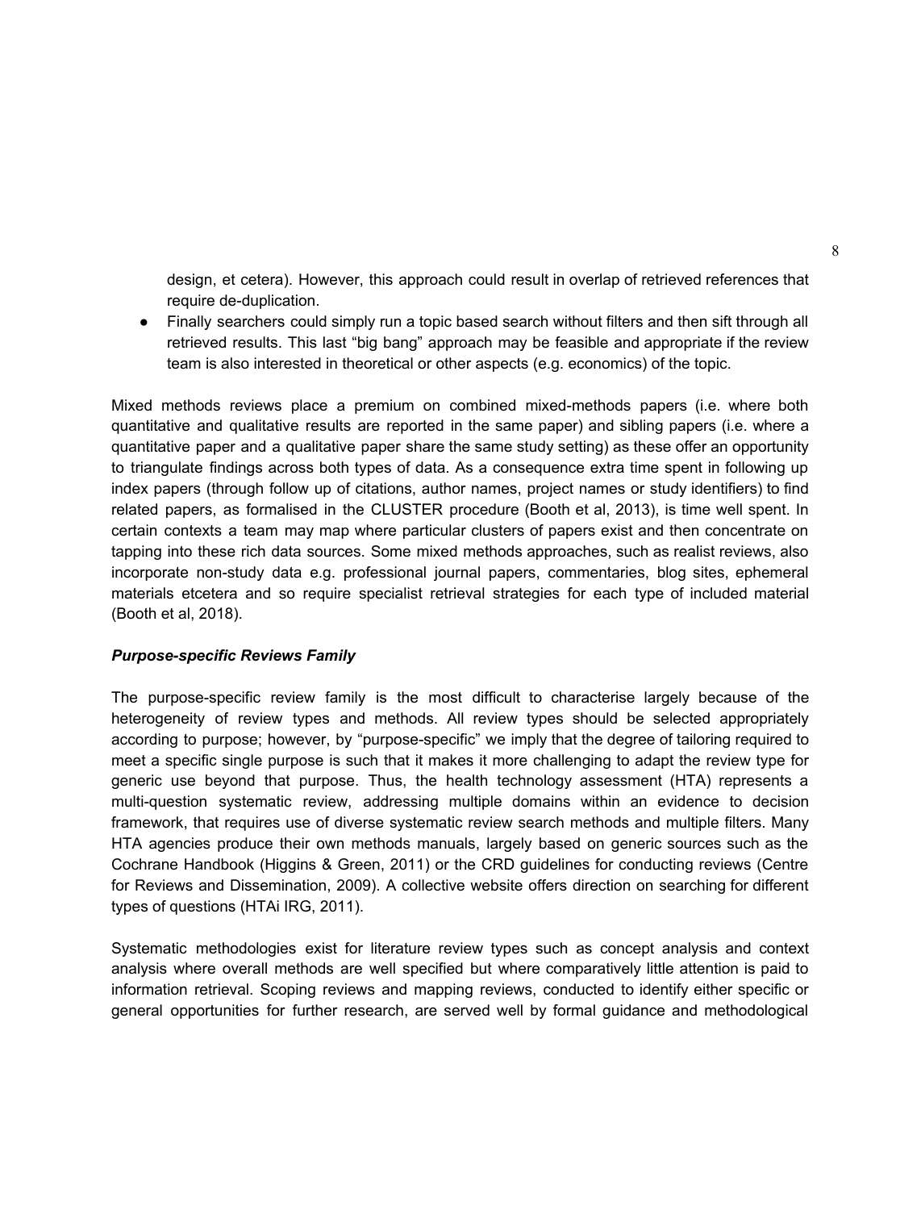design, et cetera). However, this approach could result in overlap of retrieved references that require de-duplication.

- Finally searchers could simply run a topic based search without filters and then sift through all retrieved results. This last "big bang" approach may be feasible and appropriate if the review team is also interested in theoretical or other aspects (e.g. economics) of the topic.

Mixed methods reviews place a premium on combined mixed-methods papers (i.e. where both quantitative and qualitative results are reported in the same paper) and sibling papers (i.e. where a quantitative paper and a qualitative paper share the same study setting) as these offer an opportunity to triangulate findings across both types of data. As a consequence extra time spent in following up index papers (through follow up of citations, author names, project names or study identifiers) to find related papers, as formalised in the CLUSTER procedure (Booth et al, 2013), is time well spent. In certain contexts a team may map where particular clusters of papers exist and then concentrate on tapping into these rich data sources. Some mixed methods approaches, such as realist reviews, also incorporate non-study data e.g. professional journal papers, commentaries, blog sites, ephemeral materials etcetera and so require specialist retrieval strategies for each type of included material (Booth et al, 2018).

***Purpose-specific Reviews Family***

The purpose-specific review family is the most difficult to characterise largely because of the heterogeneity of review types and methods. All review types should be selected appropriately according to purpose; however, by "purpose-specific" we imply that the degree of tailoring required to meet a specific single purpose is such that it makes it more challenging to adapt the review type for generic use beyond that purpose. Thus, the health technology assessment (HTA) represents a multi-question systematic review, addressing multiple domains within an evidence to decision framework, that requires use of diverse systematic review search methods and multiple filters. Many HTA agencies produce their own methods manuals, largely based on generic sources such as the Cochrane Handbook (Higgins & Green, 2011) or the CRD guidelines for conducting reviews (Centre for Reviews and Dissemination, 2009). A collective website offers direction on searching for different types of questions (HTAi IRG, 2011).

Systematic methodologies exist for literature review types such as concept analysis and context analysis where overall methods are well specified but where comparatively little attention is paid to information retrieval. Scoping reviews and mapping reviews, conducted to identify either specific or general opportunities for further research, are served well by formal guidance and methodological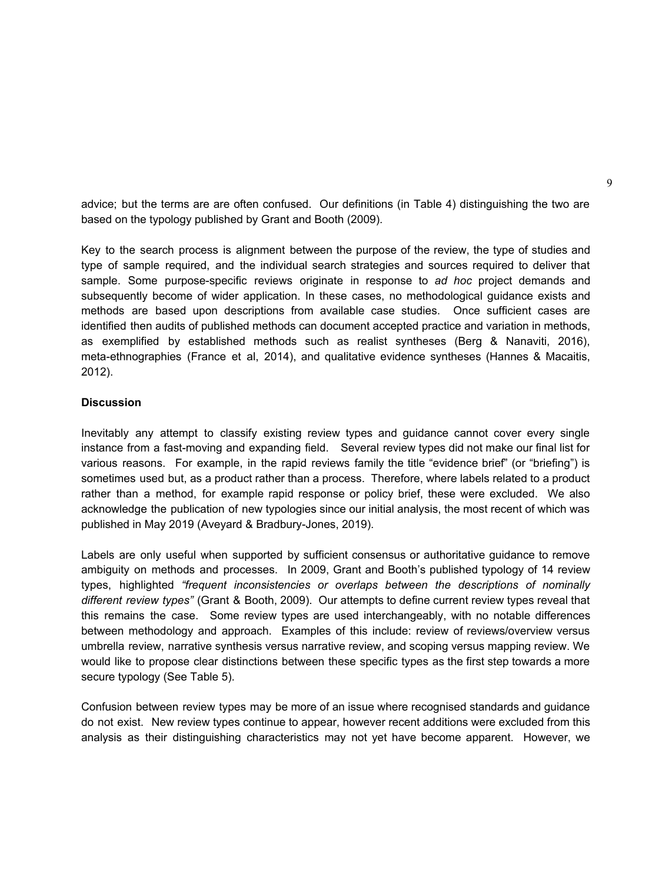advice; but the terms are are often confused. Our definitions (in Table 4) distinguishing the two are based on the typology published by Grant and Booth (2009).

Key to the search process is alignment between the purpose of the review, the type of studies and type of sample required, and the individual search strategies and sources required to deliver that sample. Some purpose-specific reviews originate in response to *ad hoc* project demands and subsequently become of wider application. In these cases, no methodological guidance exists and methods are based upon descriptions from available case studies. Once sufficient cases are identified then audits of published methods can document accepted practice and variation in methods, as exemplified by established methods such as realist syntheses (Berg & Nanaviti, 2016), meta-ethnographies (France et al, 2014), and qualitative evidence syntheses (Hannes & Macaitis, 2012).

**Discussion**

Inevitably any attempt to classify existing review types and guidance cannot cover every single instance from a fast-moving and expanding field. Several review types did not make our final list for various reasons. For example, in the rapid reviews family the title "evidence brief" (or "briefing") is sometimes used but, as a product rather than a process. Therefore, where labels related to a product rather than a method, for example rapid response or policy brief, these were excluded. We also acknowledge the publication of new typologies since our initial analysis, the most recent of which was published in May 2019 (Aveyard & Bradbury-Jones, 2019).

Labels are only useful when supported by sufficient consensus or authoritative guidance to remove ambiguity on methods and processes. In 2009, Grant and Booth's published typology of 14 review types, highlighted *"frequent inconsistencies or overlaps between the descriptions of nominally different review types"* (Grant & Booth, 2009). Our attempts to define current review types reveal that this remains the case. Some review types are used interchangeably, with no notable differences between methodology and approach. Examples of this include: review of reviews/overview versus umbrella review, narrative synthesis versus narrative review, and scoping versus mapping review. We would like to propose clear distinctions between these specific types as the first step towards a more secure typology (See Table 5).

Confusion between review types may be more of an issue where recognised standards and guidance do not exist. New review types continue to appear, however recent additions were excluded from this analysis as their distinguishing characteristics may not yet have become apparent. However, we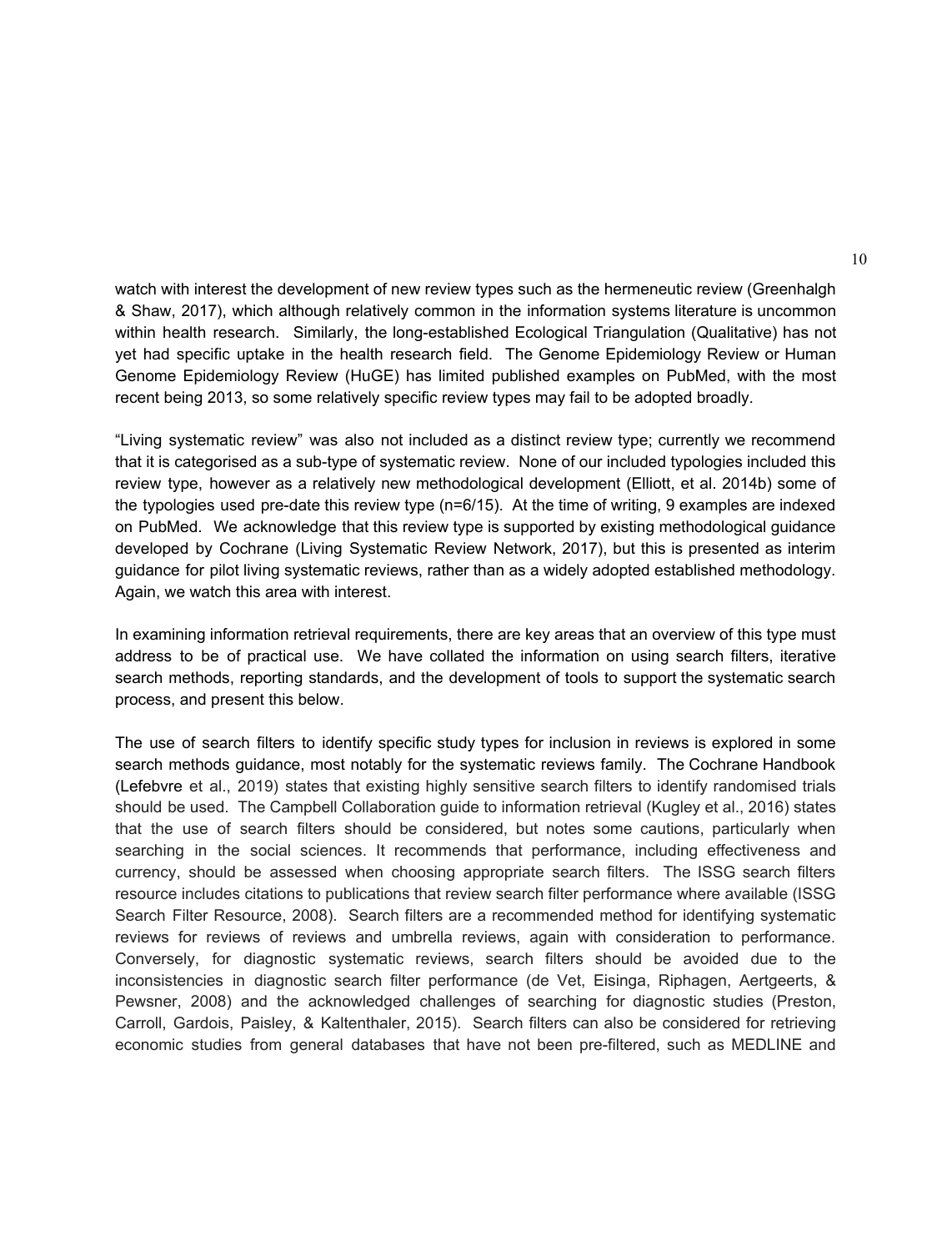watch with interest the development of new review types such as the hermeneutic review (Greenhalgh & Shaw, 2017), which although relatively common in the information systems literature is uncommon within health research. Similarly, the long-established Ecological Triangulation (Qualitative) has not yet had specific uptake in the health research field. The Genome Epidemiology Review or Human Genome Epidemiology Review (HuGE) has limited published examples on PubMed, with the most recent being 2013, so some relatively specific review types may fail to be adopted broadly.

"Living systematic review" was also not included as a distinct review type; currently we recommend that it is categorised as a sub-type of systematic review. None of our included typologies included this review type, however as a relatively new methodological development (Elliott, et al. 2014b) some of the typologies used pre-date this review type (n=6/15). At the time of writing, 9 examples are indexed on PubMed. We acknowledge that this review type is supported by existing methodological guidance developed by Cochrane (Living Systematic Review Network, 2017), but this is presented as interim guidance for pilot living systematic reviews, rather than as a widely adopted established methodology. Again, we watch this area with interest.

In examining information retrieval requirements, there are key areas that an overview of this type must address to be of practical use. We have collated the information on using search filters, iterative search methods, reporting standards, and the development of tools to support the systematic search process, and present this below.

The use of search filters to identify specific study types for inclusion in reviews is explored in some search methods guidance, most notably for the systematic reviews family. The Cochrane Handbook (Lefebvre et al., 2019) states that existing highly sensitive search filters to identify randomised trials should be used. The Campbell Collaboration guide to information retrieval (Kugley et al., 2016) states that the use of search filters should be considered, but notes some cautions, particularly when searching in the social sciences. It recommends that performance, including effectiveness and currency, should be assessed when choosing appropriate search filters. The ISSG search filters resource includes citations to publications that review search filter performance where available (ISSG Search Filter Resource, 2008). Search filters are a recommended method for identifying systematic reviews for reviews of reviews and umbrella reviews, again with consideration to performance. Conversely, for diagnostic systematic reviews, search filters should be avoided due to the inconsistencies in diagnostic search filter performance (de Vet, Eisinga, Riphagen, Aertgeerts, & Pewsner, 2008) and the acknowledged challenges of searching for diagnostic studies (Preston, Carroll, Gardois, Paisley, & Kaltenthaler, 2015). Search filters can also be considered for retrieving economic studies from general databases that have not been pre-filtered, such as MEDLINE and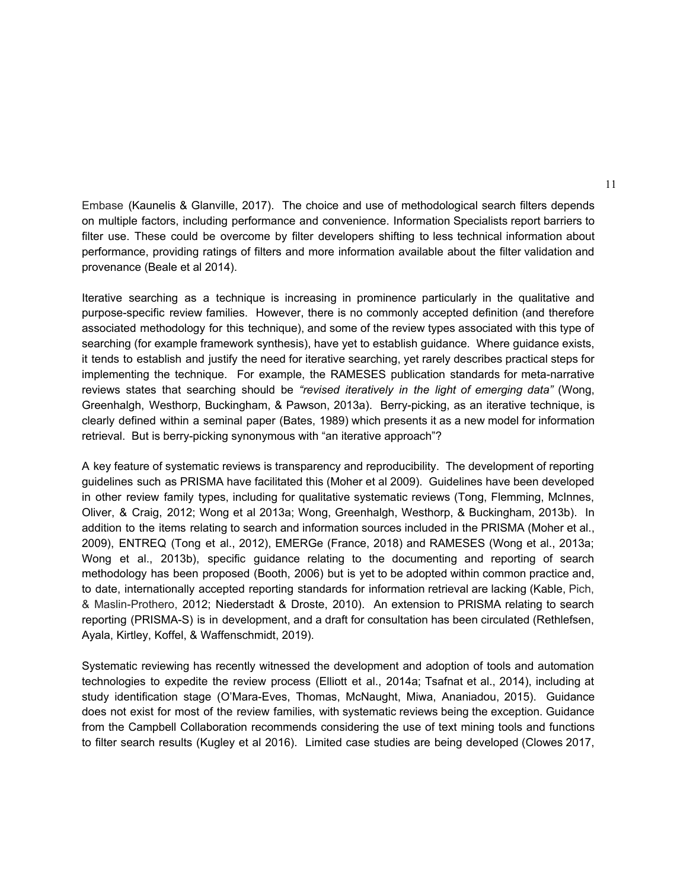Embase (Kaunelis & Glanville, 2017). The choice and use of methodological search filters depends on multiple factors, including performance and convenience. Information Specialists report barriers to filter use. These could be overcome by filter developers shifting to less technical information about performance, providing ratings of filters and more information available about the filter validation and provenance (Beale et al 2014).

Iterative searching as a technique is increasing in prominence particularly in the qualitative and purpose-specific review families. However, there is no commonly accepted definition (and therefore associated methodology for this technique), and some of the review types associated with this type of searching (for example framework synthesis), have yet to establish guidance. Where guidance exists, it tends to establish and justify the need for iterative searching, yet rarely describes practical steps for implementing the technique. For example, the RAMESES publication standards for meta-narrative reviews states that searching should be *"revised iteratively in the light of emerging data"* (Wong, Greenhalgh, Westhorp, Buckingham, & Pawson, 2013a). Berry-picking, as an iterative technique, is clearly defined within a seminal paper (Bates, 1989) which presents it as a new model for information retrieval. But is berry-picking synonymous with "an iterative approach"?

A key feature of systematic reviews is transparency and reproducibility. The development of reporting guidelines such as PRISMA have facilitated this (Moher et al 2009). Guidelines have been developed in other review family types, including for qualitative systematic reviews (Tong, Flemming, McInnes, Oliver, & Craig, 2012; Wong et al 2013a; Wong, Greenhalgh, Westhorp, & Buckingham, 2013b). In addition to the items relating to search and information sources included in the PRISMA (Moher et al., 2009), ENTREQ (Tong et al., 2012), EMERGe (France, 2018) and RAMESES (Wong et al., 2013a; Wong et al., 2013b), specific guidance relating to the documenting and reporting of search methodology has been proposed (Booth, 2006) but is yet to be adopted within common practice and, to date, internationally accepted reporting standards for information retrieval are lacking (Kable, Pich, & Maslin-Prothero, 2012; Niederstadt & Droste, 2010). An extension to PRISMA relating to search reporting (PRISMA-S) is in development, and a draft for consultation has been circulated (Rethlefsen, Ayala, Kirtley, Koffel, & Waffenschmidt, 2019).

Systematic reviewing has recently witnessed the development and adoption of tools and automation technologies to expedite the review process (Elliott et al., 2014a; Tsafnat et al., 2014), including at study identification stage (O'Mara-Eves, Thomas, McNaught, Miwa, Ananiadou, 2015). Guidance does not exist for most of the review families, with systematic reviews being the exception. Guidance from the Campbell Collaboration recommends considering the use of text mining tools and functions to filter search results (Kugley et al 2016). Limited case studies are being developed (Clowes 2017,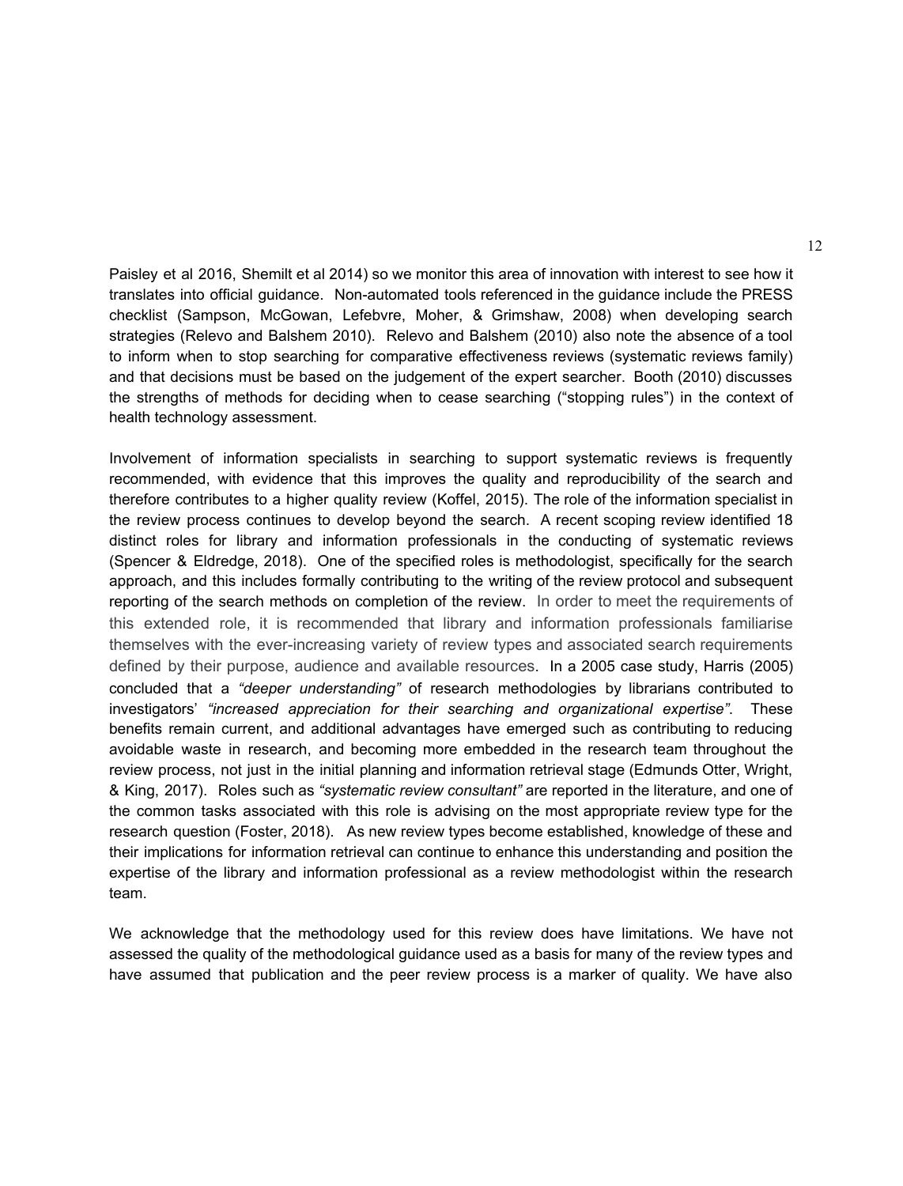Paisley et al 2016, Shemilt et al 2014) so we monitor this area of innovation with interest to see how it translates into official guidance. Non-automated tools referenced in the guidance include the PRESS checklist (Sampson, McGowan, Lefebvre, Moher, & Grimshaw, 2008) when developing search strategies (Relevo and Balshem 2010). Relevo and Balshem (2010) also note the absence of a tool to inform when to stop searching for comparative effectiveness reviews (systematic reviews family) and that decisions must be based on the judgement of the expert searcher. Booth (2010) discusses the strengths of methods for deciding when to cease searching ("stopping rules") in the context of health technology assessment.

Involvement of information specialists in searching to support systematic reviews is frequently recommended, with evidence that this improves the quality and reproducibility of the search and therefore contributes to a higher quality review (Koffel, 2015). The role of the information specialist in the review process continues to develop beyond the search. A recent scoping review identified 18 distinct roles for library and information professionals in the conducting of systematic reviews (Spencer & Eldredge, 2018). One of the specified roles is methodologist, specifically for the search approach, and this includes formally contributing to the writing of the review protocol and subsequent reporting of the search methods on completion of the review. In order to meet the requirements of this extended role, it is recommended that library and information professionals familiarise themselves with the ever-increasing variety of review types and associated search requirements defined by their purpose, audience and available resources. In a 2005 case study, Harris (2005) concluded that a *"deeper understanding"* of research methodologies by librarians contributed to investigators' *"increased appreciation for their searching and organizational expertise"*. These benefits remain current, and additional advantages have emerged such as contributing to reducing avoidable waste in research, and becoming more embedded in the research team throughout the review process, not just in the initial planning and information retrieval stage (Edmunds Otter, Wright, & King, 2017). Roles such as *"systematic review consultant"* are reported in the literature, and one of the common tasks associated with this role is advising on the most appropriate review type for the research question (Foster, 2018). As new review types become established, knowledge of these and their implications for information retrieval can continue to enhance this understanding and position the expertise of the library and information professional as a review methodologist within the research team.

We acknowledge that the methodology used for this review does have limitations. We have not assessed the quality of the methodological guidance used as a basis for many of the review types and have assumed that publication and the peer review process is a marker of quality. We have also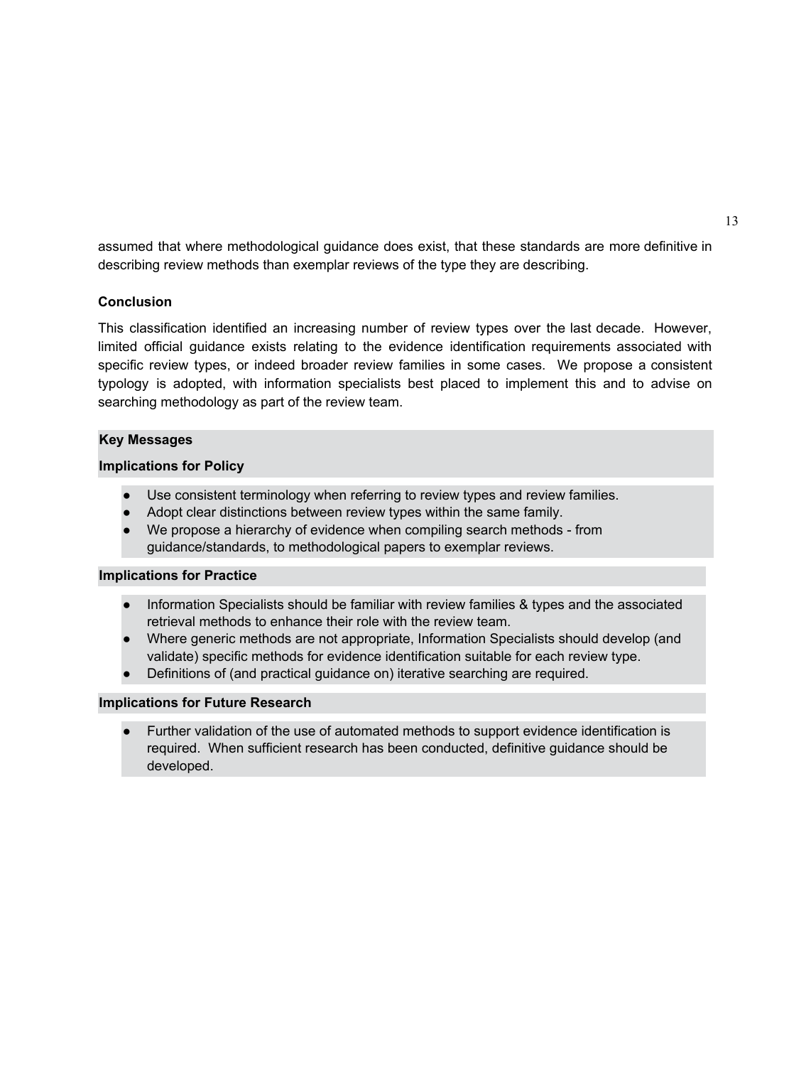assumed that where methodological guidance does exist, that these standards are more definitive in describing review methods than exemplar reviews of the type they are describing.

## Conclusion

This classification identified an increasing number of review types over the last decade. However, limited official guidance exists relating to the evidence identification requirements associated with specific review types, or indeed broader review families in some cases. We propose a consistent typology is adopted, with information specialists best placed to implement this and to advise on searching methodology as part of the review team.

**Key Messages**

**Implications for Policy**

- Use consistent terminology when referring to review types and review families.
- Adopt clear distinctions between review types within the same family.
- We propose a hierarchy of evidence when compiling search methods - from guidance/standards, to methodological papers to exemplar reviews.

**Implications for Practice**

- Information Specialists should be familiar with review families & types and the associated retrieval methods to enhance their role with the review team.
- Where generic methods are not appropriate, Information Specialists should develop (and validate) specific methods for evidence identification suitable for each review type.
- Definitions of (and practical guidance on) iterative searching are required.

**Implications for Future Research**

- Further validation of the use of automated methods to support evidence identification is required. When sufficient research has been conducted, definitive guidance should be developed.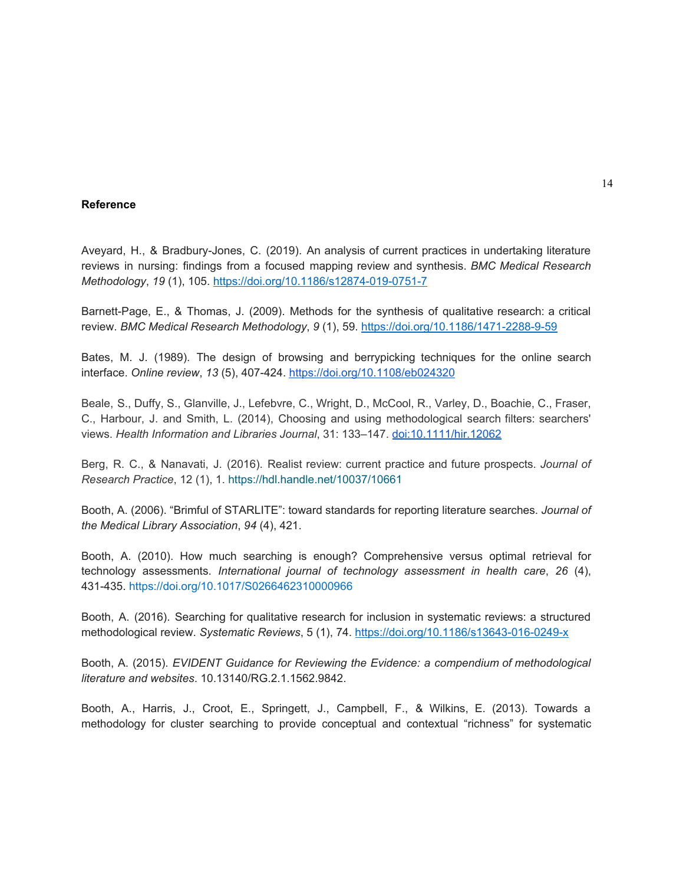**Reference**

Aveyard, H., & Bradbury-Jones, C. (2019). An analysis of current practices in undertaking literature reviews in nursing: findings from a focused mapping review and synthesis. *BMC Medical Research Methodology*, *19* (1), 105. https://doi.org/10.1186/s12874-019-0751-7

Barnett-Page, E., & Thomas, J. (2009). Methods for the synthesis of qualitative research: a critical review. *BMC Medical Research Methodology*, *9* (1), 59. https://doi.org/10.1186/1471-2288-9-59

Bates, M. J. (1989). The design of browsing and berrypicking techniques for the online search interface. *Online review*, *13* (5), 407-424. https://doi.org/10.1108/eb024320

Beale, S., Duffy, S., Glanville, J., Lefebvre, C., Wright, D., McCool, R., Varley, D., Boachie, C., Fraser, C., Harbour, J. and Smith, L. (2014), Choosing and using methodological search filters: searchers' views. *Health Information and Libraries Journal*, 31: 133–147. doi:10.1111/hir.12062

Berg, R. C., & Nanavati, J. (2016). Realist review: current practice and future prospects. *Journal of Research Practice*, 12 (1), 1. https://hdl.handle.net/10037/10661

Booth, A. (2006). "Brimful of STARLITE": toward standards for reporting literature searches. *Journal of the Medical Library Association*, *94* (4), 421.

Booth, A. (2010). How much searching is enough? Comprehensive versus optimal retrieval for technology assessments. *International journal of technology assessment in health care*, *26* (4), 431-435. https://doi.org/10.1017/S0266462310000966

Booth, A. (2016). Searching for qualitative research for inclusion in systematic reviews: a structured methodological review. *Systematic Reviews*, 5 (1), 74. https://doi.org/10.1186/s13643-016-0249-x

Booth, A. (2015). *EVIDENT Guidance for Reviewing the Evidence: a compendium of methodological literature and websites*. 10.13140/RG.2.1.1562.9842.

Booth, A., Harris, J., Croot, E., Springett, J., Campbell, F., & Wilkins, E. (2013). Towards a methodology for cluster searching to provide conceptual and contextual "richness" for systematic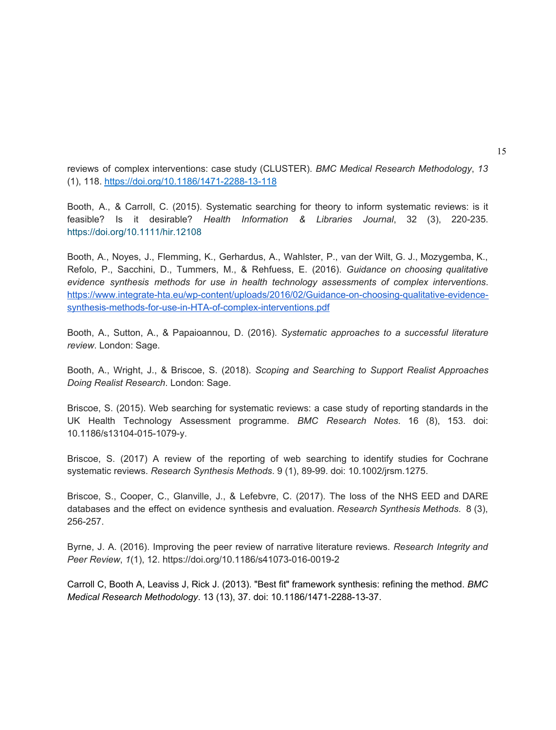reviews of complex interventions: case study (CLUSTER). *BMC Medical Research Methodology*, *13* (1), 118. https://doi.org/10.1186/1471-2288-13-118

Booth, A., & Carroll, C. (2015). Systematic searching for theory to inform systematic reviews: is it feasible? Is it desirable? *Health Information & Libraries Journal*, 32 (3), 220-235. https://doi.org/10.1111/hir.12108

Booth, A., Noyes, J., Flemming, K., Gerhardus, A., Wahlster, P., van der Wilt, G. J., Mozygemba, K., Refolo, P., Sacchini, D., Tummers, M., & Rehfuess, E. (2016). *Guidance on choosing qualitative evidence synthesis methods for use in health technology assessments of complex interventions*. https://www.integrate-hta.eu/wp-content/uploads/2016/02/Guidance-on-choosing-qualitative-evidence-synthesis-methods-for-use-in-HTA-of-complex-interventions.pdf

Booth, A., Sutton, A., & Papaioannou, D. (2016). *Systematic approaches to a successful literature review*. London: Sage.

Booth, A., Wright, J., & Briscoe, S. (2018). *Scoping and Searching to Support Realist Approaches Doing Realist Research*. London: Sage.

Briscoe, S. (2015). Web searching for systematic reviews: a case study of reporting standards in the UK Health Technology Assessment programme. *BMC Research Notes*. 16 (8), 153. doi: 10.1186/s13104-015-1079-y.

Briscoe, S. (2017) A review of the reporting of web searching to identify studies for Cochrane systematic reviews. *Research Synthesis Methods*. 9 (1), 89-99. doi: 10.1002/jrsm.1275.

Briscoe, S., Cooper, C., Glanville, J., & Lefebvre, C. (2017). The loss of the NHS EED and DARE databases and the effect on evidence synthesis and evaluation. *Research Synthesis Methods*. 8 (3), 256-257.

Byrne, J. A. (2016). Improving the peer review of narrative literature reviews. *Research Integrity and Peer Review*, *1*(1), 12. https://doi.org/10.1186/s41073-016-0019-2

Carroll C, Booth A, Leaviss J, Rick J. (2013). "Best fit" framework synthesis: refining the method. *BMC Medical Research Methodology*. 13 (13), 37. doi: 10.1186/1471-2288-13-37.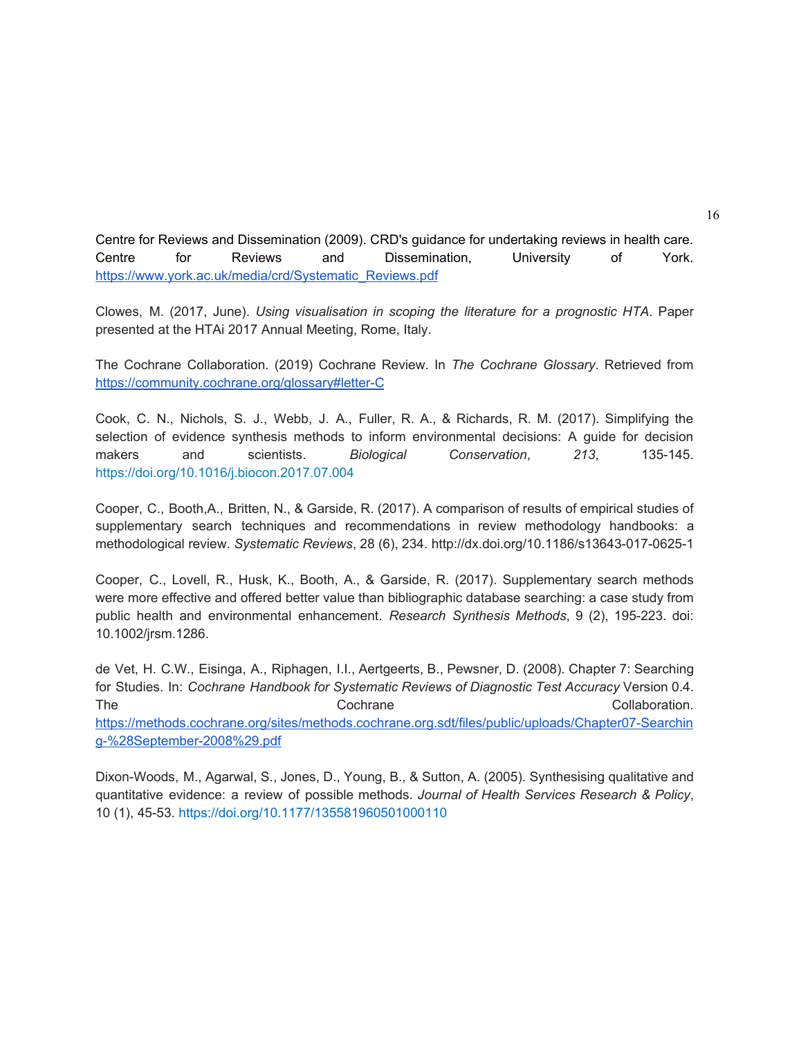Centre for Reviews and Dissemination (2009). CRD's guidance for undertaking reviews in health care. Centre for Reviews and Dissemination, University of York. https://www.york.ac.uk/media/crd/Systematic_Reviews.pdf

Clowes, M. (2017, June). *Using visualisation in scoping the literature for a prognostic HTA*. Paper presented at the HTAi 2017 Annual Meeting, Rome, Italy.

The Cochrane Collaboration. (2019) Cochrane Review. In *The Cochrane Glossary*. Retrieved from https://community.cochrane.org/glossary#letter-C

Cook, C. N., Nichols, S. J., Webb, J. A., Fuller, R. A., & Richards, R. M. (2017). Simplifying the selection of evidence synthesis methods to inform environmental decisions: A guide for decision makers and scientists. *Biological Conservation*, *213*, 135-145. https://doi.org/10.1016/j.biocon.2017.07.004

Cooper, C., Booth,A., Britten, N., & Garside, R. (2017). A comparison of results of empirical studies of supplementary search techniques and recommendations in review methodology handbooks: a methodological review. *Systematic Reviews*, 28 (6), 234. http://dx.doi.org/10.1186/s13643-017-0625-1

Cooper, C., Lovell, R., Husk, K., Booth, A., & Garside, R. (2017). Supplementary search methods were more effective and offered better value than bibliographic database searching: a case study from public health and environmental enhancement. *Research Synthesis Methods*, 9 (2), 195-223. doi: 10.1002/jrsm.1286.

de Vet, H. C.W., Eisinga, A., Riphagen, I.I., Aertgeerts, B., Pewsner, D. (2008). Chapter 7: Searching for Studies. In: *Cochrane Handbook for Systematic Reviews of Diagnostic Test Accuracy* Version 0.4. The Cochrane Collaboration. https://methods.cochrane.org/sites/methods.cochrane.org.sdt/files/public/uploads/Chapter07-Searching-%28September-2008%29.pdf

Dixon-Woods, M., Agarwal, S., Jones, D., Young, B., & Sutton, A. (2005). Synthesising qualitative and quantitative evidence: a review of possible methods. *Journal of Health Services Research & Policy*, 10 (1), 45-53. https://doi.org/10.1177/135581960501000110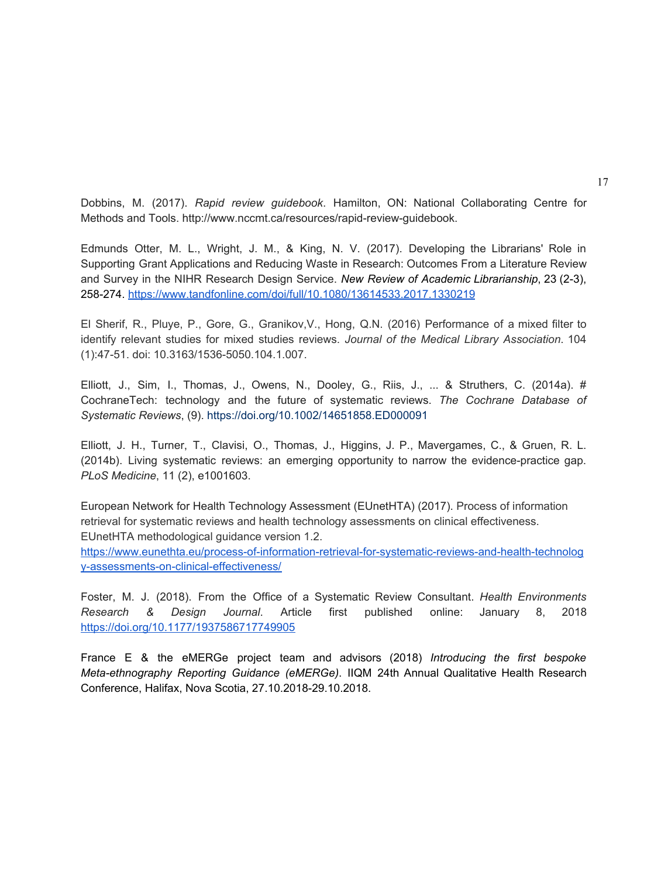Dobbins, M. (2017). *Rapid review guidebook*. Hamilton, ON: National Collaborating Centre for Methods and Tools. http://www.nccmt.ca/resources/rapid-review-guidebook.

Edmunds Otter, M. L., Wright, J. M., & King, N. V. (2017). Developing the Librarians' Role in Supporting Grant Applications and Reducing Waste in Research: Outcomes From a Literature Review and Survey in the NIHR Research Design Service. *New Review of Academic Librarianship*, 23 (2-3), 258-274. https://www.tandfonline.com/doi/full/10.1080/13614533.2017.1330219

El Sherif, R., Pluye, P., Gore, G., Granikov,V., Hong, Q.N. (2016) Performance of a mixed filter to identify relevant studies for mixed studies reviews. *Journal of the Medical Library Association*. 104 (1):47-51. doi: 10.3163/1536-5050.104.1.007.

Elliott, J., Sim, I., Thomas, J., Owens, N., Dooley, G., Riis, J., ... & Struthers, C. (2014a). # CochraneTech: technology and the future of systematic reviews. *The Cochrane Database of Systematic Reviews*, (9). https://doi.org/10.1002/14651858.ED000091

Elliott, J. H., Turner, T., Clavisi, O., Thomas, J., Higgins, J. P., Mavergames, C., & Gruen, R. L. (2014b). Living systematic reviews: an emerging opportunity to narrow the evidence-practice gap. *PLoS Medicine*, 11 (2), e1001603.

European Network for Health Technology Assessment (EUnetHTA) (2017). Process of information retrieval for systematic reviews and health technology assessments on clinical effectiveness. EUnetHTA methodological guidance version 1.2. https://www.eunethta.eu/process-of-information-retrieval-for-systematic-reviews-and-health-technology-assessments-on-clinical-effectiveness/

Foster, M. J. (2018). From the Office of a Systematic Review Consultant. *Health Environments Research & Design Journal*. Article first published online: January 8, 2018 https://doi.org/10.1177/1937586717749905

France E & the eMERGe project team and advisors (2018) *Introducing the first bespoke Meta-ethnography Reporting Guidance (eMERGe)*. IIQM 24th Annual Qualitative Health Research Conference, Halifax, Nova Scotia, 27.10.2018-29.10.2018.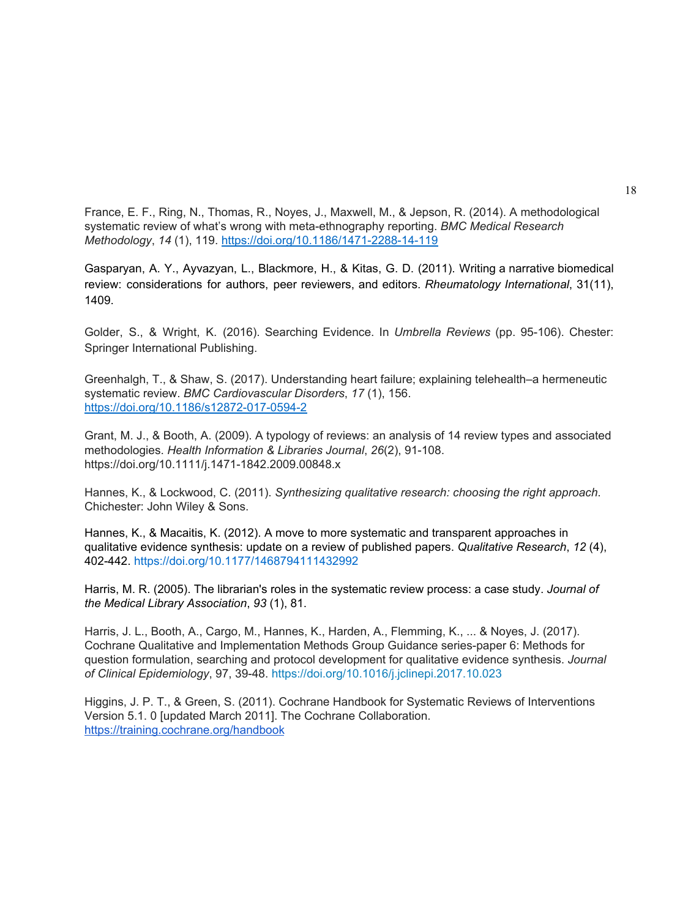France, E. F., Ring, N., Thomas, R., Noyes, J., Maxwell, M., & Jepson, R. (2014). A methodological systematic review of what's wrong with meta-ethnography reporting. *BMC Medical Research Methodology*, *14* (1), 119. https://doi.org/10.1186/1471-2288-14-119

Gasparyan, A. Y., Ayvazyan, L., Blackmore, H., & Kitas, G. D. (2011). Writing a narrative biomedical review: considerations for authors, peer reviewers, and editors. *Rheumatology International*, 31(11), 1409.

Golder, S., & Wright, K. (2016). Searching Evidence. In *Umbrella Reviews* (pp. 95-106). Chester: Springer International Publishing.

Greenhalgh, T., & Shaw, S. (2017). Understanding heart failure; explaining telehealth–a hermeneutic systematic review. *BMC Cardiovascular Disorders*, *17* (1), 156. https://doi.org/10.1186/s12872-017-0594-2

Grant, M. J., & Booth, A. (2009). A typology of reviews: an analysis of 14 review types and associated methodologies. *Health Information & Libraries Journal*, *26*(2), 91-108. https://doi.org/10.1111/j.1471-1842.2009.00848.x

Hannes, K., & Lockwood, C. (2011). *Synthesizing qualitative research: choosing the right approach*. Chichester: John Wiley & Sons.

Hannes, K., & Macaitis, K. (2012). A move to more systematic and transparent approaches in qualitative evidence synthesis: update on a review of published papers. *Qualitative Research*, *12* (4), 402-442. https://doi.org/10.1177/1468794111432992

Harris, M. R. (2005). The librarian's roles in the systematic review process: a case study. *Journal of the Medical Library Association*, *93* (1), 81.

Harris, J. L., Booth, A., Cargo, M., Hannes, K., Harden, A., Flemming, K., ... & Noyes, J. (2017). Cochrane Qualitative and Implementation Methods Group Guidance series-paper 6: Methods for question formulation, searching and protocol development for qualitative evidence synthesis. *Journal of Clinical Epidemiology*, 97, 39-48. https://doi.org/10.1016/j.jclinepi.2017.10.023

Higgins, J. P. T., & Green, S. (2011). Cochrane Handbook for Systematic Reviews of Interventions Version 5.1. 0 [updated March 2011]. The Cochrane Collaboration. https://training.cochrane.org/handbook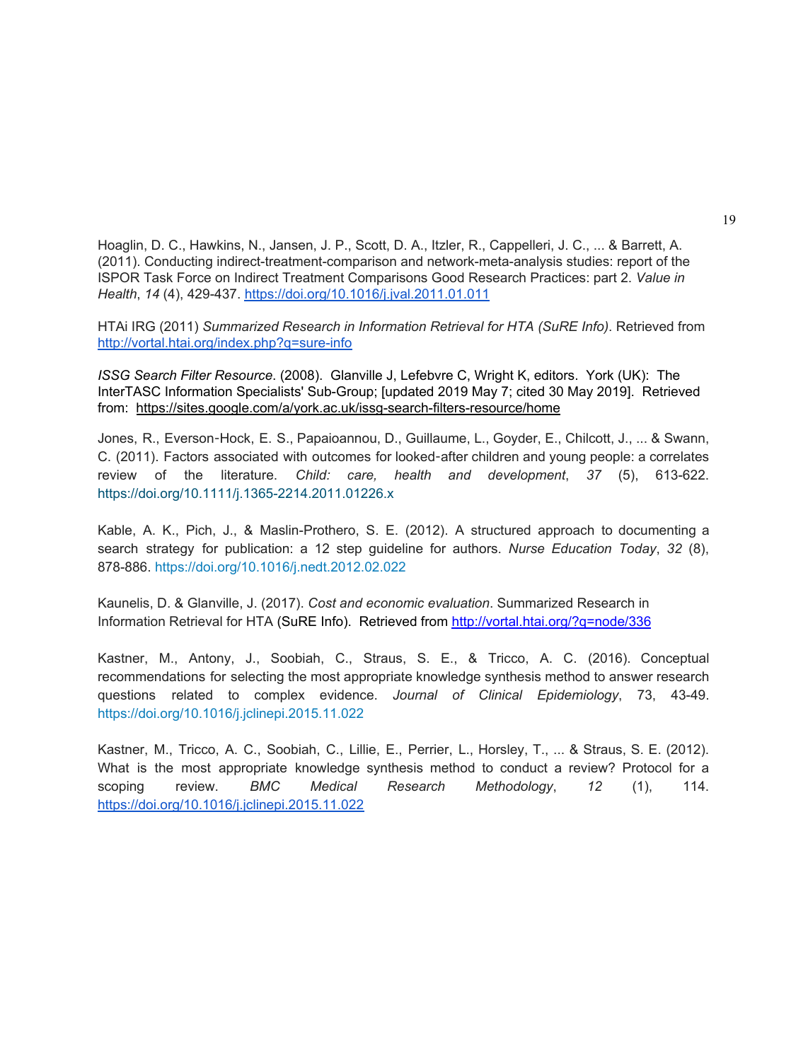Hoaglin, D. C., Hawkins, N., Jansen, J. P., Scott, D. A., Itzler, R., Cappelleri, J. C., ... & Barrett, A. (2011). Conducting indirect-treatment-comparison and network-meta-analysis studies: report of the ISPOR Task Force on Indirect Treatment Comparisons Good Research Practices: part 2. *Value in Health*, *14* (4), 429-437. https://doi.org/10.1016/j.jval.2011.01.011

HTAi IRG (2011) *Summarized Research in Information Retrieval for HTA (SuRE Info)*. Retrieved from http://vortal.htai.org/index.php?q=sure-info

*ISSG Search Filter Resource*. (2008). Glanville J, Lefebvre C, Wright K, editors. York (UK): The InterTASC Information Specialists' Sub-Group; [updated 2019 May 7; cited 30 May 2019]. Retrieved from: https://sites.google.com/a/york.ac.uk/issg-search-filters-resource/home

Jones, R., Everson-Hock, E. S., Papaioannou, D., Guillaume, L., Goyder, E., Chilcott, J., ... & Swann, C. (2011). Factors associated with outcomes for looked-after children and young people: a correlates review of the literature. *Child: care, health and development*, *37* (5), 613-622. https://doi.org/10.1111/j.1365-2214.2011.01226.x

Kable, A. K., Pich, J., & Maslin-Prothero, S. E. (2012). A structured approach to documenting a search strategy for publication: a 12 step guideline for authors. *Nurse Education Today*, *32* (8), 878-886. https://doi.org/10.1016/j.nedt.2012.02.022

Kaunelis, D. & Glanville, J. (2017). *Cost and economic evaluation*. Summarized Research in Information Retrieval for HTA (SuRE Info). Retrieved from http://vortal.htai.org/?q=node/336

Kastner, M., Antony, J., Soobiah, C., Straus, S. E., & Tricco, A. C. (2016). Conceptual recommendations for selecting the most appropriate knowledge synthesis method to answer research questions related to complex evidence. *Journal of Clinical Epidemiology*, 73, 43-49. https://doi.org/10.1016/j.jclinepi.2015.11.022

Kastner, M., Tricco, A. C., Soobiah, C., Lillie, E., Perrier, L., Horsley, T., ... & Straus, S. E. (2012). What is the most appropriate knowledge synthesis method to conduct a review? Protocol for a scoping review. *BMC Medical Research Methodology*, *12* (1), 114. https://doi.org/10.1016/j.jclinepi.2015.11.022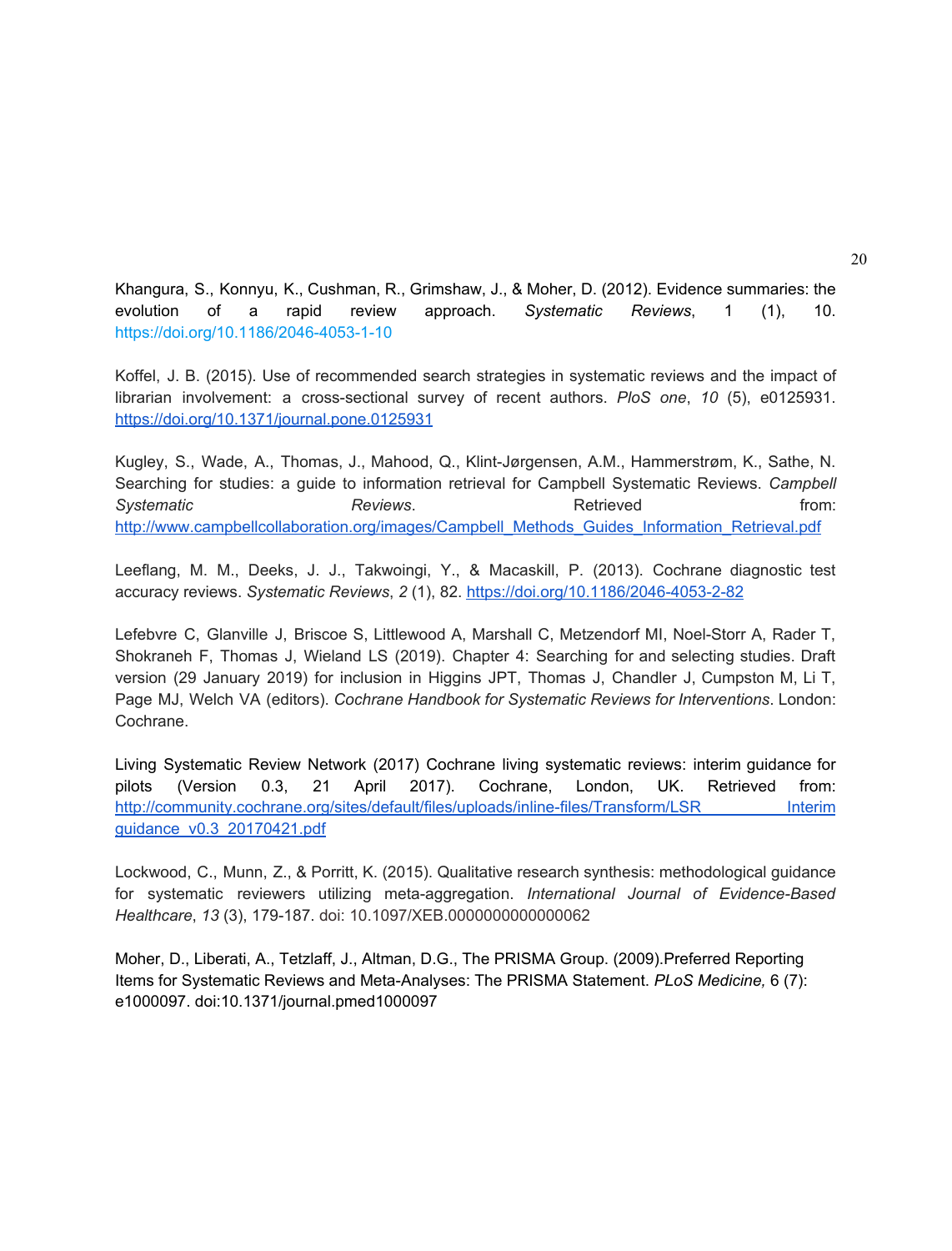Khangura, S., Konnyu, K., Cushman, R., Grimshaw, J., & Moher, D. (2012). Evidence summaries: the evolution of a rapid review approach. *Systematic Reviews*, 1 (1), 10. https://doi.org/10.1186/2046-4053-1-10

Koffel, J. B. (2015). Use of recommended search strategies in systematic reviews and the impact of librarian involvement: a cross-sectional survey of recent authors. *PloS one*, *10* (5), e0125931. https://doi.org/10.1371/journal.pone.0125931

Kugley, S., Wade, A., Thomas, J., Mahood, Q., Klint-Jørgensen, A.M., Hammerstrøm, K., Sathe, N. Searching for studies: a guide to information retrieval for Campbell Systematic Reviews. *Campbell Systematic Reviews*. Retrieved from: http://www.campbellcollaboration.org/images/Campbell_Methods_Guides_Information_Retrieval.pdf

Leeflang, M. M., Deeks, J. J., Takwoingi, Y., & Macaskill, P. (2013). Cochrane diagnostic test accuracy reviews. *Systematic Reviews*, *2* (1), 82. https://doi.org/10.1186/2046-4053-2-82

Lefebvre C, Glanville J, Briscoe S, Littlewood A, Marshall C, Metzendorf MI, Noel-Storr A, Rader T, Shokraneh F, Thomas J, Wieland LS (2019). Chapter 4: Searching for and selecting studies. Draft version (29 January 2019) for inclusion in Higgins JPT, Thomas J, Chandler J, Cumpston M, Li T, Page MJ, Welch VA (editors). *Cochrane Handbook for Systematic Reviews for Interventions*. London: Cochrane.

Living Systematic Review Network (2017) Cochrane living systematic reviews: interim guidance for pilots (Version 0.3, 21 April 2017). Cochrane, London, UK. Retrieved from: http://community.cochrane.org/sites/default/files/uploads/inline-files/Transform/LSR Interim guidance_v0.3_20170421.pdf

Lockwood, C., Munn, Z., & Porritt, K. (2015). Qualitative research synthesis: methodological guidance for systematic reviewers utilizing meta-aggregation. *International Journal of Evidence-Based Healthcare*, *13* (3), 179-187. doi: 10.1097/XEB.0000000000000062

Moher, D., Liberati, A., Tetzlaff, J., Altman, D.G., The PRISMA Group. (2009).Preferred Reporting Items for Systematic Reviews and Meta-Analyses: The PRISMA Statement. *PLoS Medicine,* 6 (7): e1000097. doi:10.1371/journal.pmed1000097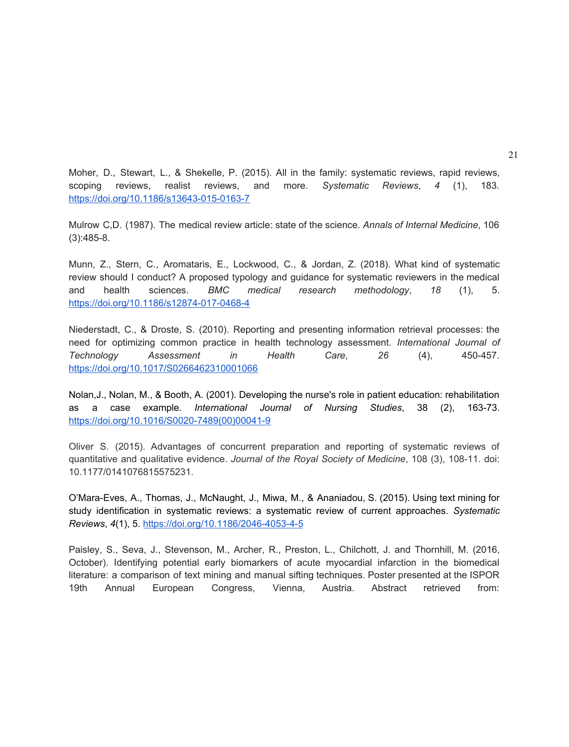Moher, D., Stewart, L., & Shekelle, P. (2015). All in the family: systematic reviews, rapid reviews, scoping reviews, realist reviews, and more. *Systematic Reviews*, *4* (1), 183. https://doi.org/10.1186/s13643-015-0163-7

Mulrow C,D. (1987). The medical review article: state of the science. *Annals of Internal Medicine*, 106 (3):485-8.

Munn, Z., Stern, C., Aromataris, E., Lockwood, C., & Jordan, Z. (2018). What kind of systematic review should I conduct? A proposed typology and guidance for systematic reviewers in the medical and health sciences. *BMC medical research methodology*, *18* (1), 5. https://doi.org/10.1186/s12874-017-0468-4

Niederstadt, C., & Droste, S. (2010). Reporting and presenting information retrieval processes: the need for optimizing common practice in health technology assessment. *International Journal of Technology Assessment in Health Care*, *26* (4), 450-457. https://doi.org/10.1017/S0266462310001066

Nolan,J., Nolan, M., & Booth, A. (2001). Developing the nurse's role in patient education: rehabilitation as a case example. *International Journal of Nursing Studies*, 38 (2), 163-73. https://doi.org/10.1016/S0020-7489(00)00041-9

Oliver S. (2015). Advantages of concurrent preparation and reporting of systematic reviews of quantitative and qualitative evidence. *Journal of the Royal Society of Medicine*, 108 (3), 108-11. doi: 10.1177/0141076815575231.

O'Mara-Eves, A., Thomas, J., McNaught, J., Miwa, M., & Ananiadou, S. (2015). Using text mining for study identification in systematic reviews: a systematic review of current approaches. *Systematic Reviews*, *4*(1), 5. https://doi.org/10.1186/2046-4053-4-5

Paisley, S., Seva, J., Stevenson, M., Archer, R., Preston, L., Chilchott, J. and Thornhill, M. (2016, October). Identifying potential early biomarkers of acute myocardial infarction in the biomedical literature: a comparison of text mining and manual sifting techniques. Poster presented at the ISPOR 19th Annual European Congress, Vienna, Austria. Abstract retrieved from: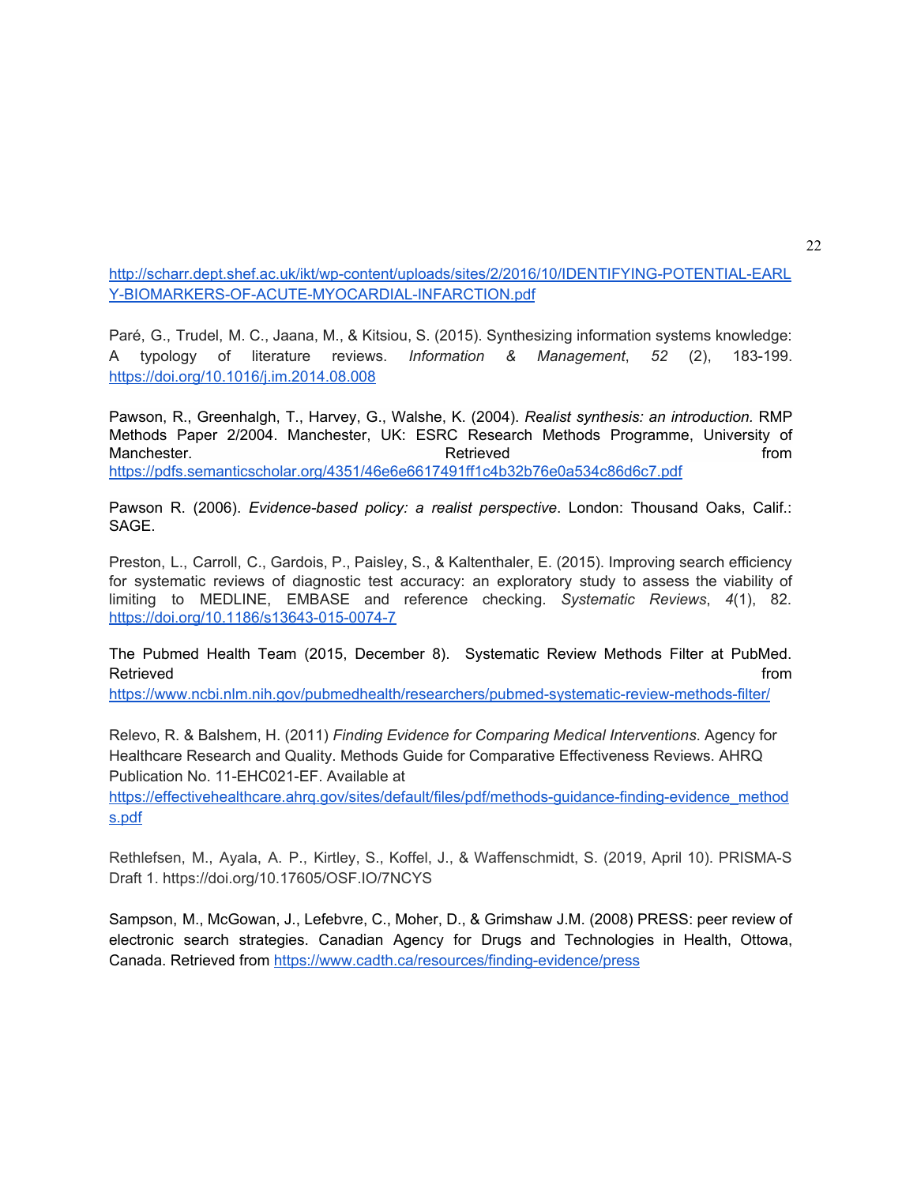http://scharr.dept.shef.ac.uk/ikt/wp-content/uploads/sites/2/2016/10/IDENTIFYING-POTENTIAL-EARLY-BIOMARKERS-OF-ACUTE-MYOCARDIAL-INFARCTION.pdf

Paré, G., Trudel, M. C., Jaana, M., & Kitsiou, S. (2015). Synthesizing information systems knowledge: A typology of literature reviews. *Information & Management*, *52* (2), 183-199. https://doi.org/10.1016/j.im.2014.08.008

Pawson, R., Greenhalgh, T., Harvey, G., Walshe, K. (2004). *Realist synthesis: an introduction.* RMP Methods Paper 2/2004. Manchester, UK: ESRC Research Methods Programme, University of Manchester. Retrieved from https://pdfs.semanticscholar.org/4351/46e6e6617491ff1c4b32b76e0a534c86d6c7.pdf

Pawson R. (2006). *Evidence-based policy: a realist perspective*. London: Thousand Oaks, Calif.: SAGE.

Preston, L., Carroll, C., Gardois, P., Paisley, S., & Kaltenthaler, E. (2015). Improving search efficiency for systematic reviews of diagnostic test accuracy: an exploratory study to assess the viability of limiting to MEDLINE, EMBASE and reference checking. *Systematic Reviews*, *4*(1), 82. https://doi.org/10.1186/s13643-015-0074-7

The Pubmed Health Team (2015, December 8). Systematic Review Methods Filter at PubMed. Retrieved from https://www.ncbi.nlm.nih.gov/pubmedhealth/researchers/pubmed-systematic-review-methods-filter/

Relevo, R. & Balshem, H. (2011) *Finding Evidence for Comparing Medical Interventions*. Agency for Healthcare Research and Quality. Methods Guide for Comparative Effectiveness Reviews. AHRQ Publication No. 11-EHC021-EF. Available at https://effectivehealthcare.ahrq.gov/sites/default/files/pdf/methods-guidance-finding-evidence_methods.pdf

Rethlefsen, M., Ayala, A. P., Kirtley, S., Koffel, J., & Waffenschmidt, S. (2019, April 10). PRISMA-S Draft 1. https://doi.org/10.17605/OSF.IO/7NCYS

Sampson, M., McGowan, J., Lefebvre, C., Moher, D., & Grimshaw J.M. (2008) PRESS: peer review of electronic search strategies. Canadian Agency for Drugs and Technologies in Health, Ottowa, Canada. Retrieved from https://www.cadth.ca/resources/finding-evidence/press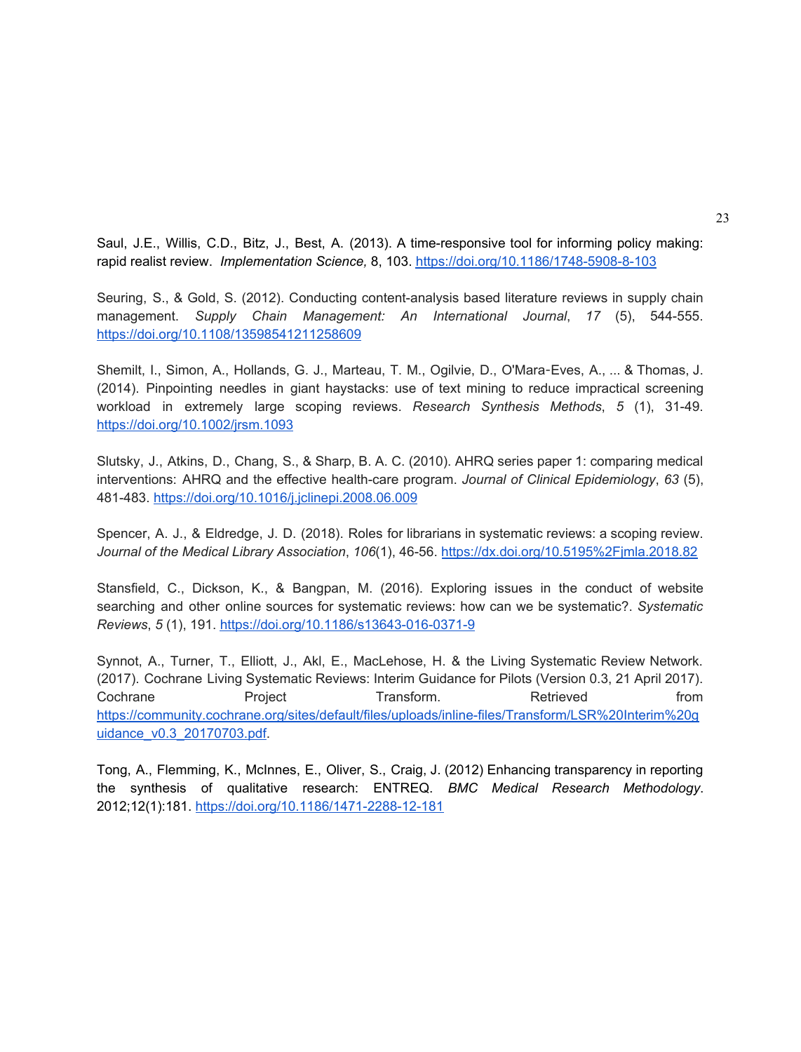Saul, J.E., Willis, C.D., Bitz, J., Best, A. (2013). A time-responsive tool for informing policy making: rapid realist review. *Implementation Science,* 8, 103. https://doi.org/10.1186/1748-5908-8-103

Seuring, S., & Gold, S. (2012). Conducting content-analysis based literature reviews in supply chain management. *Supply Chain Management: An International Journal*, *17* (5), 544-555. https://doi.org/10.1108/13598541211258609

Shemilt, I., Simon, A., Hollands, G. J., Marteau, T. M., Ogilvie, D., O'Mara-Eves, A., ... & Thomas, J. (2014). Pinpointing needles in giant haystacks: use of text mining to reduce impractical screening workload in extremely large scoping reviews. *Research Synthesis Methods*, *5* (1), 31-49. https://doi.org/10.1002/jrsm.1093

Slutsky, J., Atkins, D., Chang, S., & Sharp, B. A. C. (2010). AHRQ series paper 1: comparing medical interventions: AHRQ and the effective health-care program. *Journal of Clinical Epidemiology*, *63* (5), 481-483. https://doi.org/10.1016/j.jclinepi.2008.06.009

Spencer, A. J., & Eldredge, J. D. (2018). Roles for librarians in systematic reviews: a scoping review. *Journal of the Medical Library Association*, *106*(1), 46-56. https://dx.doi.org/10.5195%2Fjmla.2018.82

Stansfield, C., Dickson, K., & Bangpan, M. (2016). Exploring issues in the conduct of website searching and other online sources for systematic reviews: how can we be systematic?. *Systematic Reviews*, *5* (1), 191. https://doi.org/10.1186/s13643-016-0371-9

Synnot, A., Turner, T., Elliott, J., Akl, E., MacLehose, H. & the Living Systematic Review Network. (2017). Cochrane Living Systematic Reviews: Interim Guidance for Pilots (Version 0.3, 21 April 2017). Cochrane Project Transform. Retrieved from https://community.cochrane.org/sites/default/files/uploads/inline-files/Transform/LSR%20Interim%20guidance_v0.3_20170703.pdf.

Tong, A., Flemming, K., McInnes, E., Oliver, S., Craig, J. (2012) Enhancing transparency in reporting the synthesis of qualitative research: ENTREQ. *BMC Medical Research Methodology*. 2012;12(1):181. https://doi.org/10.1186/1471-2288-12-181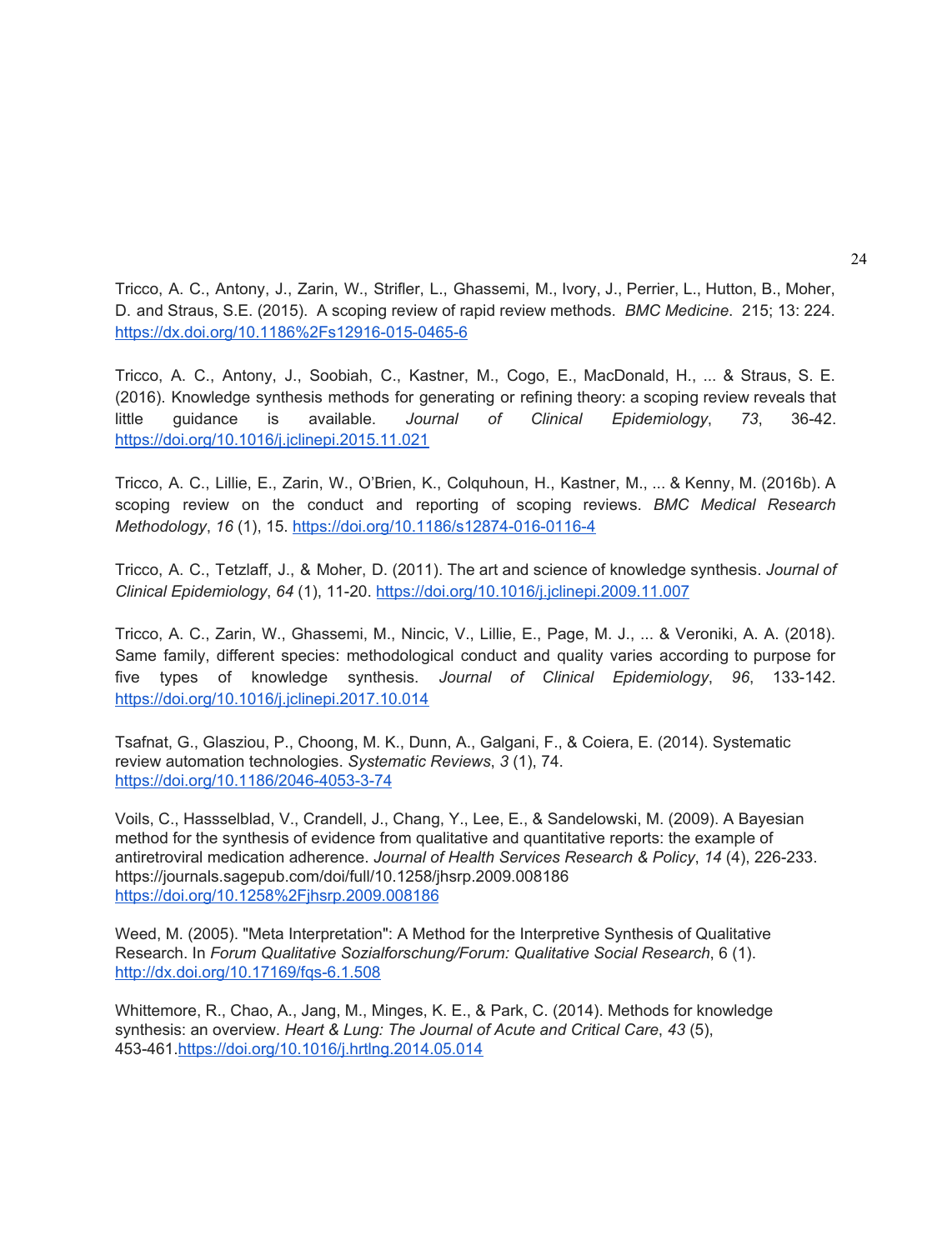Tricco, A. C., Antony, J., Zarin, W., Strifler, L., Ghassemi, M., Ivory, J., Perrier, L., Hutton, B., Moher, D. and Straus, S.E. (2015). A scoping review of rapid review methods. *BMC Medicine*. 215; 13: 224. https://dx.doi.org/10.1186%2Fs12916-015-0465-6

Tricco, A. C., Antony, J., Soobiah, C., Kastner, M., Cogo, E., MacDonald, H., ... & Straus, S. E. (2016). Knowledge synthesis methods for generating or refining theory: a scoping review reveals that little guidance is available. *Journal of Clinical Epidemiology*, *73*, 36-42. https://doi.org/10.1016/j.jclinepi.2015.11.021

Tricco, A. C., Lillie, E., Zarin, W., O'Brien, K., Colquhoun, H., Kastner, M., ... & Kenny, M. (2016b). A scoping review on the conduct and reporting of scoping reviews. *BMC Medical Research Methodology*, *16* (1), 15. https://doi.org/10.1186/s12874-016-0116-4

Tricco, A. C., Tetzlaff, J., & Moher, D. (2011). The art and science of knowledge synthesis. *Journal of Clinical Epidemiology*, *64* (1), 11-20. https://doi.org/10.1016/j.jclinepi.2009.11.007

Tricco, A. C., Zarin, W., Ghassemi, M., Nincic, V., Lillie, E., Page, M. J., ... & Veroniki, A. A. (2018). Same family, different species: methodological conduct and quality varies according to purpose for five types of knowledge synthesis. *Journal of Clinical Epidemiology*, *96*, 133-142. https://doi.org/10.1016/j.jclinepi.2017.10.014

Tsafnat, G., Glasziou, P., Choong, M. K., Dunn, A., Galgani, F., & Coiera, E. (2014). Systematic review automation technologies. *Systematic Reviews*, *3* (1), 74. https://doi.org/10.1186/2046-4053-3-74

Voils, C., Hassselblad, V., Crandell, J., Chang, Y., Lee, E., & Sandelowski, M. (2009). A Bayesian method for the synthesis of evidence from qualitative and quantitative reports: the example of antiretroviral medication adherence. *Journal of Health Services Research & Policy*, *14* (4), 226-233. https://journals.sagepub.com/doi/full/10.1258/jhsrp.2009.008186 https://doi.org/10.1258%2Fjhsrp.2009.008186

Weed, M. (2005). "Meta Interpretation": A Method for the Interpretive Synthesis of Qualitative Research. In *Forum Qualitative Sozialforschung/Forum: Qualitative Social Research*, 6 (1). http://dx.doi.org/10.17169/fqs-6.1.508

Whittemore, R., Chao, A., Jang, M., Minges, K. E., & Park, C. (2014). Methods for knowledge synthesis: an overview. *Heart & Lung: The Journal of Acute and Critical Care*, *43* (5), 453-461.https://doi.org/10.1016/j.hrtlng.2014.05.014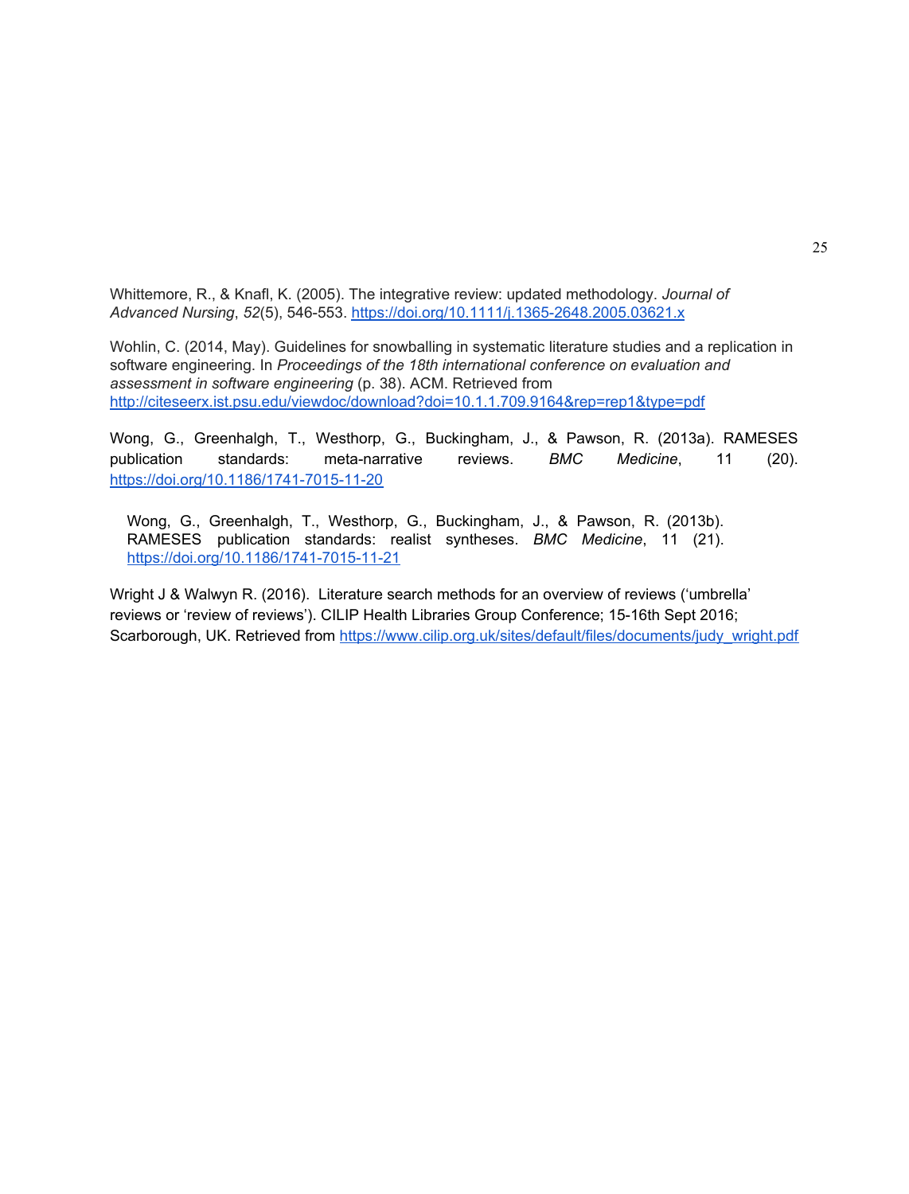Whittemore, R., & Knafl, K. (2005). The integrative review: updated methodology. *Journal of Advanced Nursing*, *52*(5), 546-553. https://doi.org/10.1111/j.1365-2648.2005.03621.x

Wohlin, C. (2014, May). Guidelines for snowballing in systematic literature studies and a replication in software engineering. In *Proceedings of the 18th international conference on evaluation and assessment in software engineering* (p. 38). ACM. Retrieved from http://citeseerx.ist.psu.edu/viewdoc/download?doi=10.1.1.709.9164&rep=rep1&type=pdf

Wong, G., Greenhalgh, T., Westhorp, G., Buckingham, J., & Pawson, R. (2013a). RAMESES publication standards: meta-narrative reviews. *BMC Medicine*, 11 (20). https://doi.org/10.1186/1741-7015-11-20

Wong, G., Greenhalgh, T., Westhorp, G., Buckingham, J., & Pawson, R. (2013b). RAMESES publication standards: realist syntheses. *BMC Medicine*, 11 (21). https://doi.org/10.1186/1741-7015-11-21

Wright J & Walwyn R. (2016). Literature search methods for an overview of reviews ('umbrella' reviews or 'review of reviews'). CILIP Health Libraries Group Conference; 15-16th Sept 2016; Scarborough, UK. Retrieved from https://www.cilip.org.uk/sites/default/files/documents/judy_wright.pdf